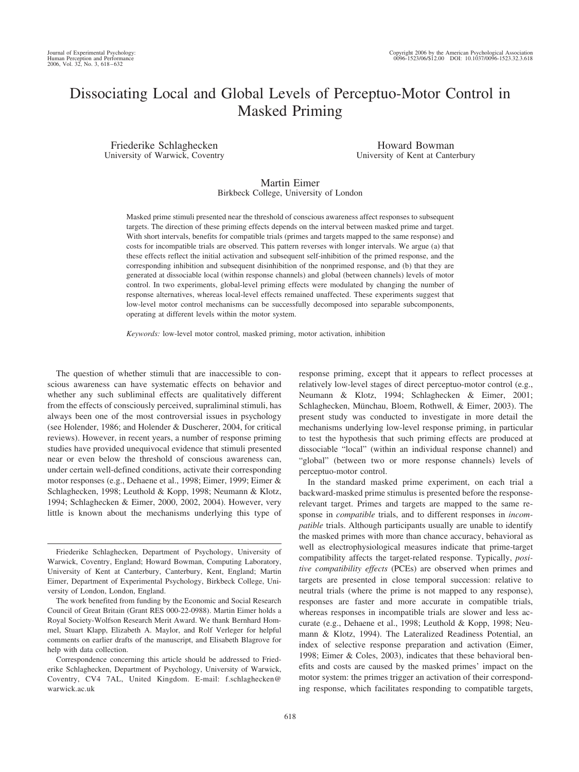# Dissociating Local and Global Levels of Perceptuo-Motor Control in Masked Priming

Friederike Schlaghecken
University of Warwick, Coventry

Howard Bowman
University of Kent at Canterbury

Martin Eimer
Birkbeck College, University of London

Masked prime stimuli presented near the threshold of conscious awareness affect responses to subsequent targets. The direction of these priming effects depends on the interval between masked prime and target. With short intervals, benefits for compatible trials (primes and targets mapped to the same response) and costs for incompatible trials are observed. This pattern reverses with longer intervals. We argue (a) that these effects reflect the initial activation and subsequent self-inhibition of the primed response, and the corresponding inhibition and subsequent disinhibition of the nonprimed response, and (b) that they are generated at dissociable local (within response channels) and global (between channels) levels of motor control. In two experiments, global-level priming effects were modulated by changing the number of response alternatives, whereas local-level effects remained unaffected. These experiments suggest that low-level motor control mechanisms can be successfully decomposed into separable subcomponents, operating at different levels within the motor system.

*Keywords:* low-level motor control, masked priming, motor activation, inhibition

The question of whether stimuli that are inaccessible to conscious awareness can have systematic effects on behavior and whether any such subliminal effects are qualitatively different from the effects of consciously perceived, supraliminal stimuli, has always been one of the most controversial issues in psychology (see Holender, 1986; and Holender & Duscherer, 2004, for critical reviews). However, in recent years, a number of response priming studies have provided unequivocal evidence that stimuli presented near or even below the threshold of conscious awareness can, under certain well-defined conditions, activate their corresponding motor responses (e.g., Dehaene et al., 1998; Eimer, 1999; Eimer & Schlaghecken, 1998; Leuthold & Kopp, 1998; Neumann & Klotz, 1994; Schlaghecken & Eimer, 2000, 2002, 2004). However, very little is known about the mechanisms underlying this type of response priming, except that it appears to reflect processes at relatively low-level stages of direct perceptuo-motor control (e.g., Neumann & Klotz, 1994; Schlaghecken & Eimer, 2001; Schlaghecken, Münchau, Bloem, Rothwell, & Eimer, 2003). The present study was conducted to investigate in more detail the mechanisms underlying low-level response priming, in particular to test the hypothesis that such priming effects are produced at dissociable "local" (within an individual response channel) and "global" (between two or more response channels) levels of perceptuo-motor control.

In the standard masked prime experiment, on each trial a backward-masked prime stimulus is presented before the response-relevant target. Primes and targets are mapped to the same response in *compatible* trials, and to different responses in *incompatible* trials. Although participants usually are unable to identify the masked primes with more than chance accuracy, behavioral as well as electrophysiological measures indicate that prime-target compatibility affects the target-related response. Typically, *positive compatibility effects* (PCEs) are observed when primes and targets are presented in close temporal succession: relative to neutral trials (where the prime is not mapped to any response), responses are faster and more accurate in compatible trials, whereas responses in incompatible trials are slower and less accurate (e.g., Dehaene et al., 1998; Leuthold & Kopp, 1998; Neumann & Klotz, 1994). The Lateralized Readiness Potential, an index of selective response preparation and activation (Eimer, 1998; Eimer & Coles, 2003), indicates that these behavioral benefits and costs are caused by the masked primes' impact on the motor system: the primes trigger an activation of their corresponding response, which facilitates responding to compatible targets,

---

Friederike Schlaghecken, Department of Psychology, University of Warwick, Coventry, England; Howard Bowman, Computing Laboratory, University of Kent at Canterbury, Canterbury, Kent, England; Martin Eimer, Department of Experimental Psychology, Birkbeck College, University of London, London, England.

The work benefited from funding by the Economic and Social Research Council of Great Britain (Grant RES 000-22-0988). Martin Eimer holds a Royal Society-Wolfson Research Merit Award. We thank Bernhard Hommel, Stuart Klapp, Elizabeth A. Maylor, and Rolf Verleger for helpful comments on earlier drafts of the manuscript, and Elisabeth Blagrove for help with data collection.

Correspondence concerning this article should be addressed to Friederike Schlaghecken, Department of Psychology, University of Warwick, Coventry, CV4 7AL, United Kingdom. E-mail: f.schlaghecken@warwick.ac.uk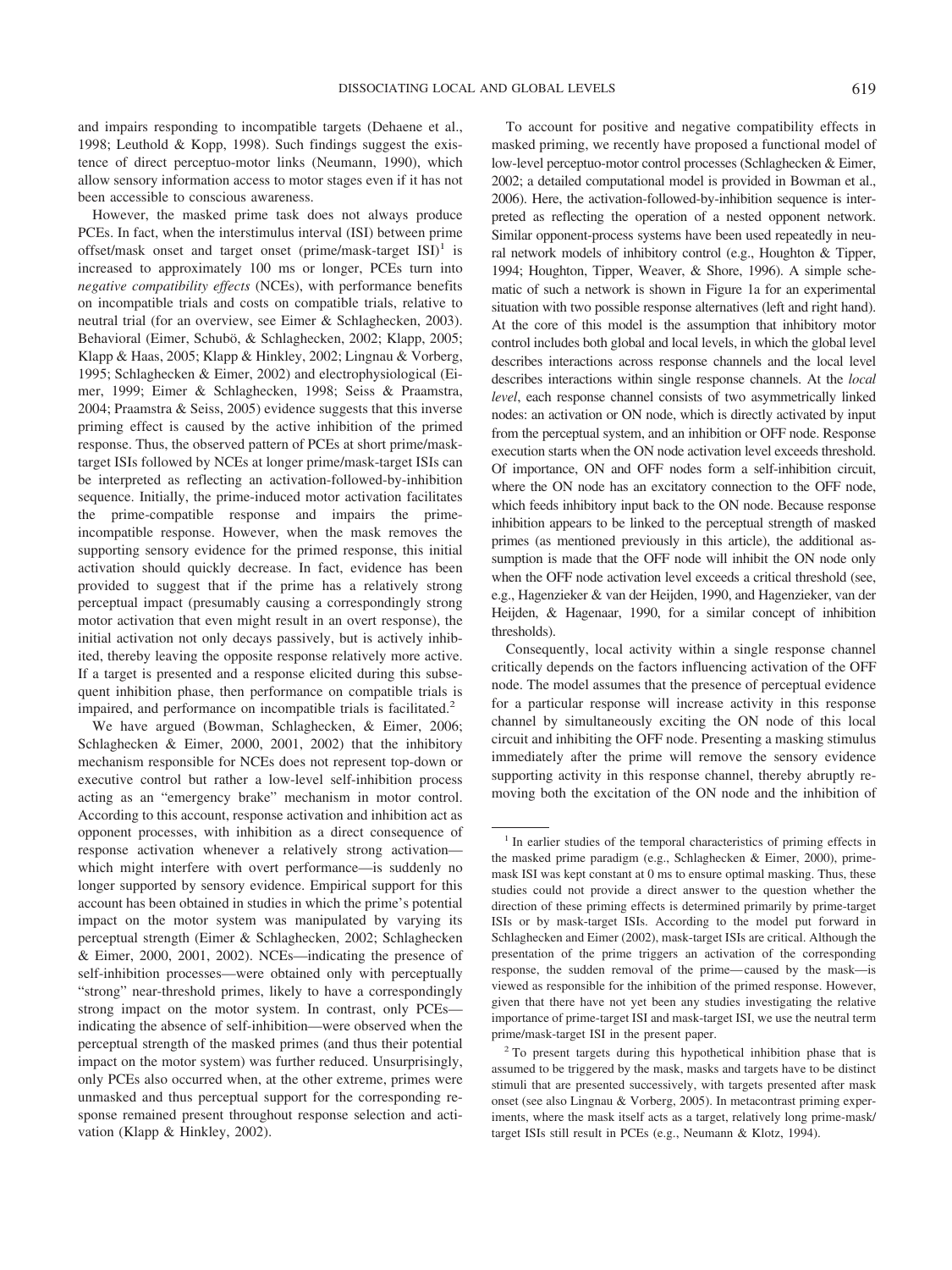and impairs responding to incompatible targets (Dehaene et al., 1998; Leuthold & Kopp, 1998). Such findings suggest the existence of direct perceptuo-motor links (Neumann, 1990), which allow sensory information access to motor stages even if it has not been accessible to conscious awareness.

However, the masked prime task does not always produce PCEs. In fact, when the interstimulus interval (ISI) between prime offset/mask onset and target onset (prime/mask-target ISI)[1] is increased to approximately 100 ms or longer, PCEs turn into *negative compatibility effects* (NCEs), with performance benefits on incompatible trials and costs on compatible trials, relative to neutral trial (for an overview, see Eimer & Schlaghecken, 2003). Behavioral (Eimer, Schubö, & Schlaghecken, 2002; Klapp, 2005; Klapp & Haas, 2005; Klapp & Hinkley, 2002; Lingnau & Vorberg, 1995; Schlaghecken & Eimer, 2002) and electrophysiological (Eimer, 1999; Eimer & Schlaghecken, 1998; Seiss & Praamstra, 2004; Praamstra & Seiss, 2005) evidence suggests that this inverse priming effect is caused by the active inhibition of the primed response. Thus, the observed pattern of PCEs at short prime/mask-target ISIs followed by NCEs at longer prime/mask-target ISIs can be interpreted as reflecting an activation-followed-by-inhibition sequence. Initially, the prime-induced motor activation facilitates the prime-compatible response and impairs the prime-incompatible response. However, when the mask removes the supporting sensory evidence for the primed response, this initial activation should quickly decrease. In fact, evidence has been provided to suggest that if the prime has a relatively strong perceptual impact (presumably causing a correspondingly strong motor activation that even might result in an overt response), the initial activation not only decays passively, but is actively inhibited, thereby leaving the opposite response relatively more active. If a target is presented and a response elicited during this subsequent inhibition phase, then performance on compatible trials is impaired, and performance on incompatible trials is facilitated.[2]

We have argued (Bowman, Schlaghecken, & Eimer, 2006; Schlaghecken & Eimer, 2000, 2001, 2002) that the inhibitory mechanism responsible for NCEs does not represent top-down or executive control but rather a low-level self-inhibition process acting as an "emergency brake" mechanism in motor control. According to this account, response activation and inhibition act as opponent processes, with inhibition as a direct consequence of response activation whenever a relatively strong activation—which might interfere with overt performance—is suddenly no longer supported by sensory evidence. Empirical support for this account has been obtained in studies in which the prime's potential impact on the motor system was manipulated by varying its perceptual strength (Eimer & Schlaghecken, 2002; Schlaghecken & Eimer, 2000, 2001, 2002). NCEs—indicating the presence of self-inhibition processes—were obtained only with perceptually "strong" near-threshold primes, likely to have a correspondingly strong impact on the motor system. In contrast, only PCEs—indicating the absence of self-inhibition—were observed when the perceptual strength of the masked primes (and thus their potential impact on the motor system) was further reduced. Unsurprisingly, only PCEs also occurred when, at the other extreme, primes were unmasked and thus perceptual support for the corresponding response remained present throughout response selection and activation (Klapp & Hinkley, 2002).

To account for positive and negative compatibility effects in masked priming, we recently have proposed a functional model of low-level perceptuo-motor control processes (Schlaghecken & Eimer, 2002; a detailed computational model is provided in Bowman et al., 2006). Here, the activation-followed-by-inhibition sequence is interpreted as reflecting the operation of a nested opponent network. Similar opponent-process systems have been used repeatedly in neural network models of inhibitory control (e.g., Houghton & Tipper, 1994; Houghton, Tipper, Weaver, & Shore, 1996). A simple schematic of such a network is shown in Figure 1a for an experimental situation with two possible response alternatives (left and right hand). At the core of this model is the assumption that inhibitory motor control includes both global and local levels, in which the global level describes interactions across response channels and the local level describes interactions within single response channels. At the *local level*, each response channel consists of two asymmetrically linked nodes: an activation or ON node, which is directly activated by input from the perceptual system, and an inhibition or OFF node. Response execution starts when the ON node activation level exceeds threshold. Of importance, ON and OFF nodes form a self-inhibition circuit, where the ON node has an excitatory connection to the OFF node, which feeds inhibitory input back to the ON node. Because response inhibition appears to be linked to the perceptual strength of masked primes (as mentioned previously in this article), the additional assumption is made that the OFF node will inhibit the ON node only when the OFF node activation level exceeds a critical threshold (see, e.g., Hagenzieker & van der Heijden, 1990, and Hagenzieker, van der Heijden, & Hagenaar, 1990, for a similar concept of inhibition thresholds).

Consequently, local activity within a single response channel critically depends on the factors influencing activation of the OFF node. The model assumes that the presence of perceptual evidence for a particular response will increase activity in this response channel by simultaneously exciting the ON node of this local circuit and inhibiting the OFF node. Presenting a masking stimulus immediately after the prime will remove the sensory evidence supporting activity in this response channel, thereby abruptly removing both the excitation of the ON node and the inhibition of

[1] In earlier studies of the temporal characteristics of priming effects in the masked prime paradigm (e.g., Schlaghecken & Eimer, 2000), prime-mask ISI was kept constant at 0 ms to ensure optimal masking. Thus, these studies could not provide a direct answer to the question whether the direction of these priming effects is determined primarily by prime-target ISIs or by mask-target ISIs. According to the model put forward in Schlaghecken and Eimer (2002), mask-target ISIs are critical. Although the presentation of the prime triggers an activation of the corresponding response, the sudden removal of the prime—caused by the mask—is viewed as responsible for the inhibition of the primed response. However, given that there have not yet been any studies investigating the relative importance of prime-target ISI and mask-target ISI, we use the neutral term prime/mask-target ISI in the present paper.

[2] To present targets during this hypothetical inhibition phase that is assumed to be triggered by the mask, masks and targets have to be distinct stimuli that are presented successively, with targets presented after mask onset (see also Lingnau & Vorberg, 2005). In metacontrast priming experiments, where the mask itself acts as a target, relatively long prime-mask/target ISIs still result in PCEs (e.g., Neumann & Klotz, 1994).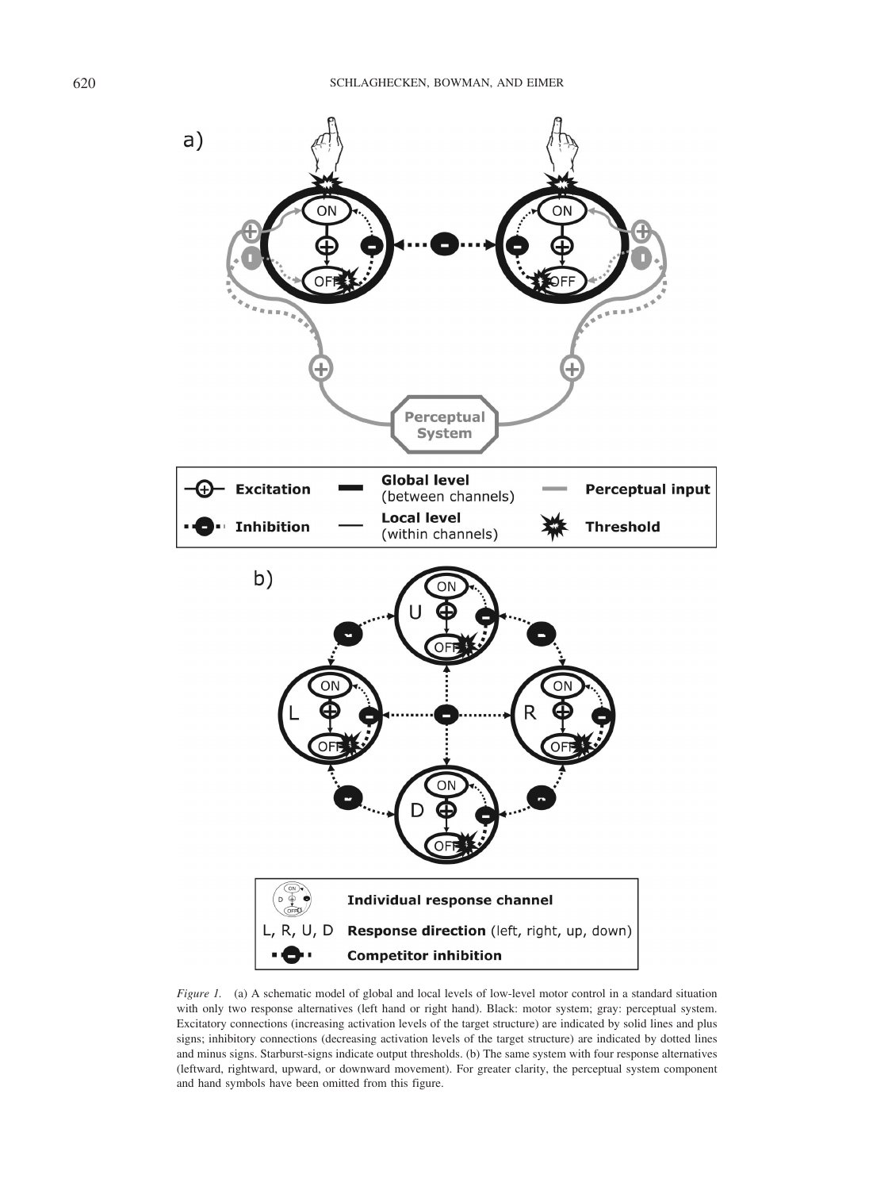*Figure 1.* (a) A schematic model of global and local levels of low-level motor control in a standard situation with only two response alternatives (left hand or right hand). Black: motor system; gray: perceptual system. Excitatory connections (increasing activation levels of the target structure) are indicated by solid lines and plus signs; inhibitory connections (decreasing activation levels of the target structure) are indicated by dotted lines and minus signs. Starburst-signs indicate output thresholds. (b) The same system with four response alternatives (leftward, rightward, upward, or downward movement). For greater clarity, the perceptual system component and hand symbols have been omitted from this figure.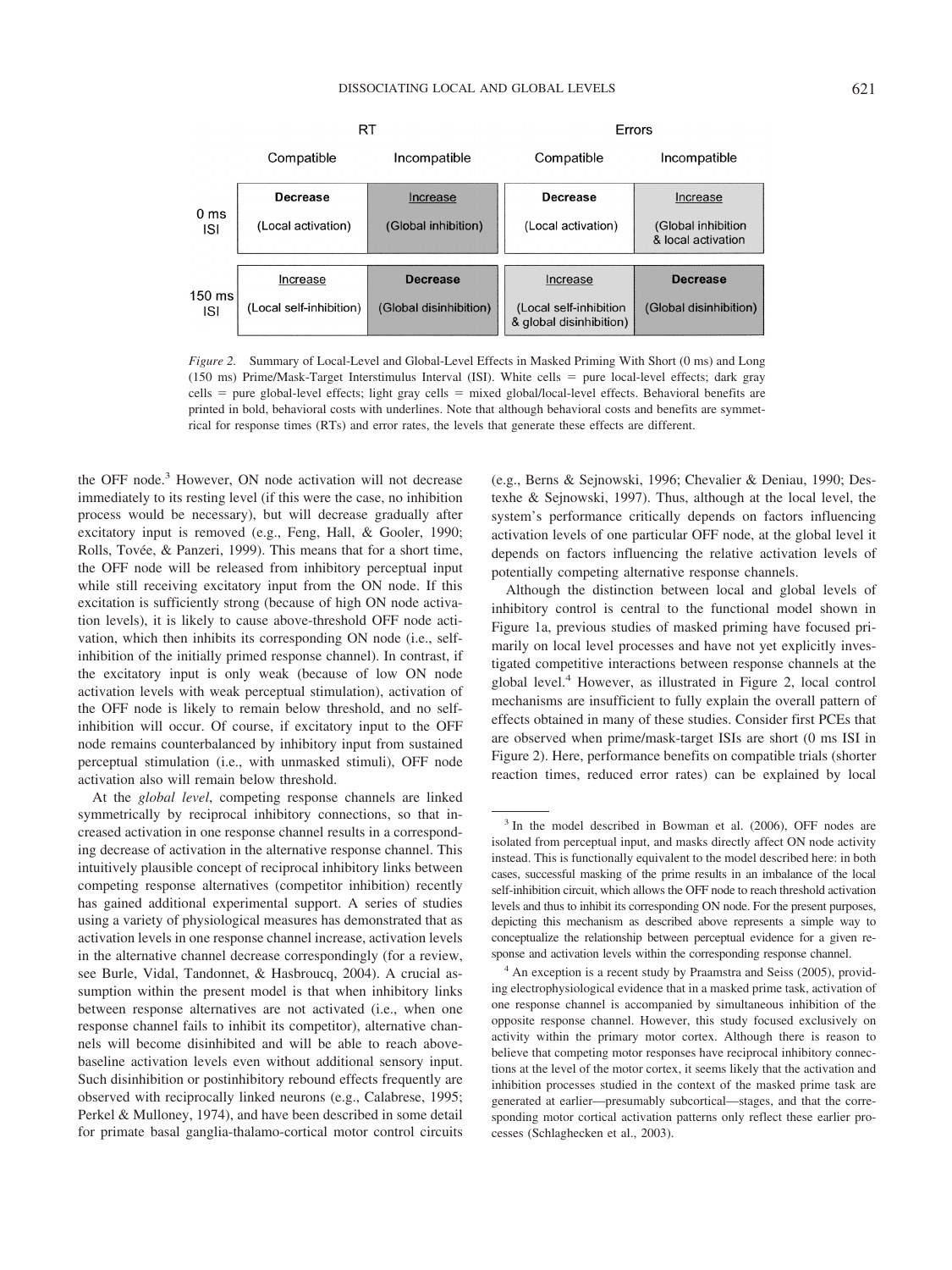|  | RT |  | Errors |  |
| --- | --- | --- | --- | --- |
|  | Compatible | Incompatible | Compatible | Incompatible |
| 0 ms ISI | **Decrease** (Local activation) | Increase (Global inhibition) | **Decrease** (Local activation) | Increase (Global inhibition & local activation) |
| 150 ms ISI | Increase (Local self-inhibition) | **Decrease** (Global disinhibition) | Increase (Local self-inhibition & global disinhibition) | **Decrease** (Global disinhibition) |

*Figure 2.* Summary of Local-Level and Global-Level Effects in Masked Priming With Short (0 ms) and Long (150 ms) Prime/Mask-Target Interstimulus Interval (ISI). White cells = pure local-level effects; dark gray cells = pure global-level effects; light gray cells = mixed global/local-level effects. Behavioral benefits are printed in bold, behavioral costs with underlines. Note that although behavioral costs and benefits are symmetrical for response times (RTs) and error rates, the levels that generate these effects are different.

the OFF node.[3] However, ON node activation will not decrease immediately to its resting level (if this were the case, no inhibition process would be necessary), but will decrease gradually after excitatory input is removed (e.g., Feng, Hall, & Gooler, 1990; Rolls, Tovée, & Panzeri, 1999). This means that for a short time, the OFF node will be released from inhibitory perceptual input while still receiving excitatory input from the ON node. If this excitation is sufficiently strong (because of high ON node activation levels), it is likely to cause above-threshold OFF node activation, which then inhibits its corresponding ON node (i.e., self-inhibition of the initially primed response channel). In contrast, if the excitatory input is only weak (because of low ON node activation levels with weak perceptual stimulation), activation of the OFF node is likely to remain below threshold, and no self-inhibition will occur. Of course, if excitatory input to the OFF node remains counterbalanced by inhibitory input from sustained perceptual stimulation (i.e., with unmasked stimuli), OFF node activation also will remain below threshold.

At the *global level*, competing response channels are linked symmetrically by reciprocal inhibitory connections, so that increased activation in one response channel results in a corresponding decrease of activation in the alternative response channel. This intuitively plausible concept of reciprocal inhibitory links between competing response alternatives (competitor inhibition) recently has gained additional experimental support. A series of studies using a variety of physiological measures has demonstrated that as activation levels in one response channel increase, activation levels in the alternative channel decrease correspondingly (for a review, see Burle, Vidal, Tandonnet, & Hasbroucq, 2004). A crucial assumption within the present model is that when inhibitory links between response alternatives are not activated (i.e., when one response channel fails to inhibit its competitor), alternative channels will become disinhibited and will be able to reach above-baseline activation levels even without additional sensory input. Such disinhibition or postinhibitory rebound effects frequently are observed with reciprocally linked neurons (e.g., Calabrese, 1995; Perkel & Mulloney, 1974), and have been described in some detail for primate basal ganglia-thalamo-cortical motor control circuits (e.g., Berns & Sejnowski, 1996; Chevalier & Deniau, 1990; Destexhe & Sejnowski, 1997). Thus, although at the local level, the system's performance critically depends on factors influencing activation levels of one particular OFF node, at the global level it depends on factors influencing the relative activation levels of potentially competing alternative response channels.

Although the distinction between local and global levels of inhibitory control is central to the functional model shown in Figure 1a, previous studies of masked priming have focused primarily on local level processes and have not yet explicitly investigated competitive interactions between response channels at the global level.[4] However, as illustrated in Figure 2, local control mechanisms are insufficient to fully explain the overall pattern of effects obtained in many of these studies. Consider first PCEs that are observed when prime/mask-target ISIs are short (0 ms ISI in Figure 2). Here, performance benefits on compatible trials (shorter reaction times, reduced error rates) can be explained by local

[3] In the model described in Bowman et al. (2006), OFF nodes are isolated from perceptual input, and masks directly affect ON node activity instead. This is functionally equivalent to the model described here: in both cases, successful masking of the prime results in an imbalance of the local self-inhibition circuit, which allows the OFF node to reach threshold activation levels and thus to inhibit its corresponding ON node. For the present purposes, depicting this mechanism as described above represents a simple way to conceptualize the relationship between perceptual evidence for a given response and activation levels within the corresponding response channel.

[4] An exception is a recent study by Praamstra and Seiss (2005), providing electrophysiological evidence that in a masked prime task, activation of one response channel is accompanied by simultaneous inhibition of the opposite response channel. However, this study focused exclusively on activity within the primary motor cortex. Although there is reason to believe that competing motor responses have reciprocal inhibitory connections at the level of the motor cortex, it seems likely that the activation and inhibition processes studied in the context of the masked prime task are generated at earlier—presumably subcortical—stages, and that the corresponding motor cortical activation patterns only reflect these earlier processes (Schlaghecken et al., 2003).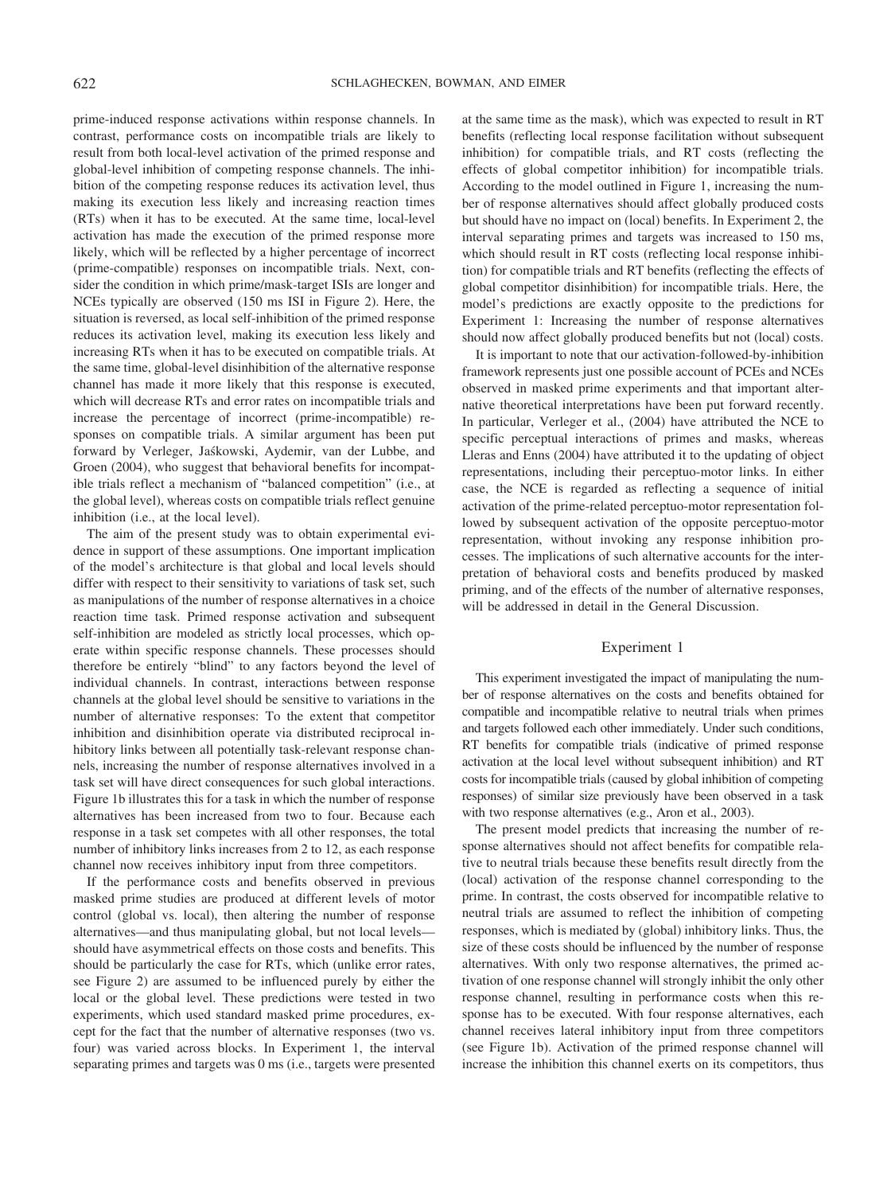prime-induced response activations within response channels. In contrast, performance costs on incompatible trials are likely to result from both local-level activation of the primed response and global-level inhibition of competing response channels. The inhibition of the competing response reduces its activation level, thus making its execution less likely and increasing reaction times (RTs) when it has to be executed. At the same time, local-level activation has made the execution of the primed response more likely, which will be reflected by a higher percentage of incorrect (prime-compatible) responses on incompatible trials. Next, consider the condition in which prime/mask-target ISIs are longer and NCEs typically are observed (150 ms ISI in Figure 2). Here, the situation is reversed, as local self-inhibition of the primed response reduces its activation level, making its execution less likely and increasing RTs when it has to be executed on compatible trials. At the same time, global-level disinhibition of the alternative response channel has made it more likely that this response is executed, which will decrease RTs and error rates on incompatible trials and increase the percentage of incorrect (prime-incompatible) responses on compatible trials. A similar argument has been put forward by Verleger, Jaśkowski, Aydemir, van der Lubbe, and Groen (2004), who suggest that behavioral benefits for incompatible trials reflect a mechanism of "balanced competition" (i.e., at the global level), whereas costs on compatible trials reflect genuine inhibition (i.e., at the local level).

The aim of the present study was to obtain experimental evidence in support of these assumptions. One important implication of the model's architecture is that global and local levels should differ with respect to their sensitivity to variations of task set, such as manipulations of the number of response alternatives in a choice reaction time task. Primed response activation and subsequent self-inhibition are modeled as strictly local processes, which operate within specific response channels. These processes should therefore be entirely "blind" to any factors beyond the level of individual channels. In contrast, interactions between response channels at the global level should be sensitive to variations in the number of alternative responses: To the extent that competitor inhibition and disinhibition operate via distributed reciprocal inhibitory links between all potentially task-relevant response channels, increasing the number of response alternatives involved in a task set will have direct consequences for such global interactions. Figure 1b illustrates this for a task in which the number of response alternatives has been increased from two to four. Because each response in a task set competes with all other responses, the total number of inhibitory links increases from 2 to 12, as each response channel now receives inhibitory input from three competitors.

If the performance costs and benefits observed in previous masked prime studies are produced at different levels of motor control (global vs. local), then altering the number of response alternatives—and thus manipulating global, but not local levels—should have asymmetrical effects on those costs and benefits. This should be particularly the case for RTs, which (unlike error rates, see Figure 2) are assumed to be influenced purely by either the local or the global level. These predictions were tested in two experiments, which used standard masked prime procedures, except for the fact that the number of alternative responses (two vs. four) was varied across blocks. In Experiment 1, the interval separating primes and targets was 0 ms (i.e., targets were presented at the same time as the mask), which was expected to result in RT benefits (reflecting local response facilitation without subsequent inhibition) for compatible trials, and RT costs (reflecting the effects of global competitor inhibition) for incompatible trials. According to the model outlined in Figure 1, increasing the number of response alternatives should affect globally produced costs but should have no impact on (local) benefits. In Experiment 2, the interval separating primes and targets was increased to 150 ms, which should result in RT costs (reflecting local response inhibition) for compatible trials and RT benefits (reflecting the effects of global competitor disinhibition) for incompatible trials. Here, the model's predictions are exactly opposite to the predictions for Experiment 1: Increasing the number of response alternatives should now affect globally produced benefits but not (local) costs.

It is important to note that our activation-followed-by-inhibition framework represents just one possible account of PCEs and NCEs observed in masked prime experiments and that important alternative theoretical interpretations have been put forward recently. In particular, Verleger et al., (2004) have attributed the NCE to specific perceptual interactions of primes and masks, whereas Lleras and Enns (2004) have attributed it to the updating of object representations, including their perceptuo-motor links. In either case, the NCE is regarded as reflecting a sequence of initial activation of the prime-related perceptuo-motor representation followed by subsequent activation of the opposite perceptuo-motor representation, without invoking any response inhibition processes. The implications of such alternative accounts for the interpretation of behavioral costs and benefits produced by masked priming, and of the effects of the number of alternative responses, will be addressed in detail in the General Discussion.

## Experiment 1

This experiment investigated the impact of manipulating the number of response alternatives on the costs and benefits obtained for compatible and incompatible relative to neutral trials when primes and targets followed each other immediately. Under such conditions, RT benefits for compatible trials (indicative of primed response activation at the local level without subsequent inhibition) and RT costs for incompatible trials (caused by global inhibition of competing responses) of similar size previously have been observed in a task with two response alternatives (e.g., Aron et al., 2003).

The present model predicts that increasing the number of response alternatives should not affect benefits for compatible relative to neutral trials because these benefits result directly from the (local) activation of the response channel corresponding to the prime. In contrast, the costs observed for incompatible relative to neutral trials are assumed to reflect the inhibition of competing responses, which is mediated by (global) inhibitory links. Thus, the size of these costs should be influenced by the number of response alternatives. With only two response alternatives, the primed activation of one response channel will strongly inhibit the only other response channel, resulting in performance costs when this response has to be executed. With four response alternatives, each channel receives lateral inhibitory input from three competitors (see Figure 1b). Activation of the primed response channel will increase the inhibition this channel exerts on its competitors, thus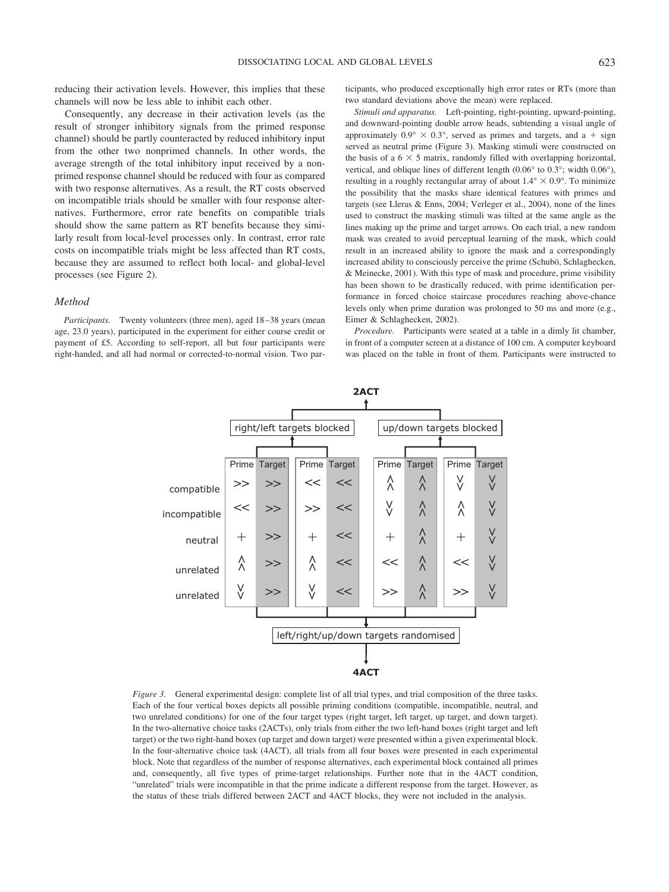reducing their activation levels. However, this implies that these channels will now be less able to inhibit each other.

Consequently, any decrease in their activation levels (as the result of stronger inhibitory signals from the primed response channel) should be partly counteracted by reduced inhibitory input from the other two nonprimed channels. In other words, the average strength of the total inhibitory input received by a nonprimed response channel should be reduced with four as compared with two response alternatives. As a result, the RT costs observed on incompatible trials should be smaller with four response alternatives. Furthermore, error rate benefits on compatible trials should show the same pattern as RT benefits because they similarly result from local-level processes only. In contrast, error rate costs on incompatible trials might be less affected than RT costs, because they are assumed to reflect both local- and global-level processes (see Figure 2).

## Method

*Participants.* Twenty volunteers (three men), aged 18–38 years (mean age, 23.0 years), participated in the experiment for either course credit or payment of £5. According to self-report, all but four participants were right-handed, and all had normal or corrected-to-normal vision. Two participants, who produced exceptionally high error rates or RTs (more than two standard deviations above the mean) were replaced.

*Stimuli and apparatus.* Left-pointing, right-pointing, upward-pointing, and downward-pointing double arrow heads, subtending a visual angle of approximately 0.9° × 0.3°, served as primes and targets, and a + sign served as neutral prime (Figure 3). Masking stimuli were constructed on the basis of a 6 × 5 matrix, randomly filled with overlapping horizontal, vertical, and oblique lines of different length (0.06° to 0.3°; width 0.06°), resulting in a roughly rectangular array of about 1.4° × 0.9°. To minimize the possibility that the masks share identical features with primes and targets (see Lleras & Enns, 2004; Verleger et al., 2004), none of the lines used to construct the masking stimuli was tilted at the same angle as the lines making up the prime and target arrows. On each trial, a new random mask was created to avoid perceptual learning of the mask, which could result in an increased ability to ignore the mask and a correspondingly increased ability to consciously perceive the prime (Schubö, Schlaghecken, & Meinecke, 2001). With this type of mask and procedure, prime visibility has been shown to be drastically reduced, with prime identification performance in forced choice staircase procedures reaching above-chance levels only when prime duration was prolonged to 50 ms and more (e.g., Eimer & Schlaghecken, 2002).

*Procedure.* Participants were seated at a table in a dimly lit chamber, in front of a computer screen at a distance of 100 cm. A computer keyboard was placed on the table in front of them. Participants were instructed to

**2ACT**

| | right/left targets blocked | | | | up/down targets blocked | | | |
|---|---|---|---|---|---|---|---|---|
| | Prime | Target | Prime | Target | Prime | Target | Prime | Target |
| compatible | >> | >> | << | << | ∧∧ | ∧∧ | ∨∨ | ∨∨ |
| incompatible | << | >> | >> | << | ∨∨ | ∧∧ | ∧∧ | ∨∨ |
| neutral | + | >> | + | << | + | ∧∧ | + | ∨∨ |
| unrelated | ∧∧ | >> | ∧∧ | << | << | ∧∧ | << | ∨∨ |
| unrelated | ∨∨ | >> | ∨∨ | << | >> | ∧∧ | >> | ∨∨ |

left/right/up/down targets randomised

**4ACT**

*Figure 3.* General experimental design: complete list of all trial types, and trial composition of the three tasks. Each of the four vertical boxes depicts all possible priming conditions (compatible, incompatible, neutral, and two unrelated conditions) for one of the four target types (right target, left target, up target, and down target). In the two-alternative choice tasks (2ACTs), only trials from either the two left-hand boxes (right target and left target) or the two right-hand boxes (up target and down target) were presented within a given experimental block. In the four-alternative choice task (4ACT), all trials from all four boxes were presented in each experimental block. Note that regardless of the number of response alternatives, each experimental block contained all primes and, consequently, all five types of prime-target relationships. Further note that in the 4ACT condition, "unrelated" trials were incompatible in that the prime indicate a different response from the target. However, as the status of these trials differed between 2ACT and 4ACT blocks, they were not included in the analysis.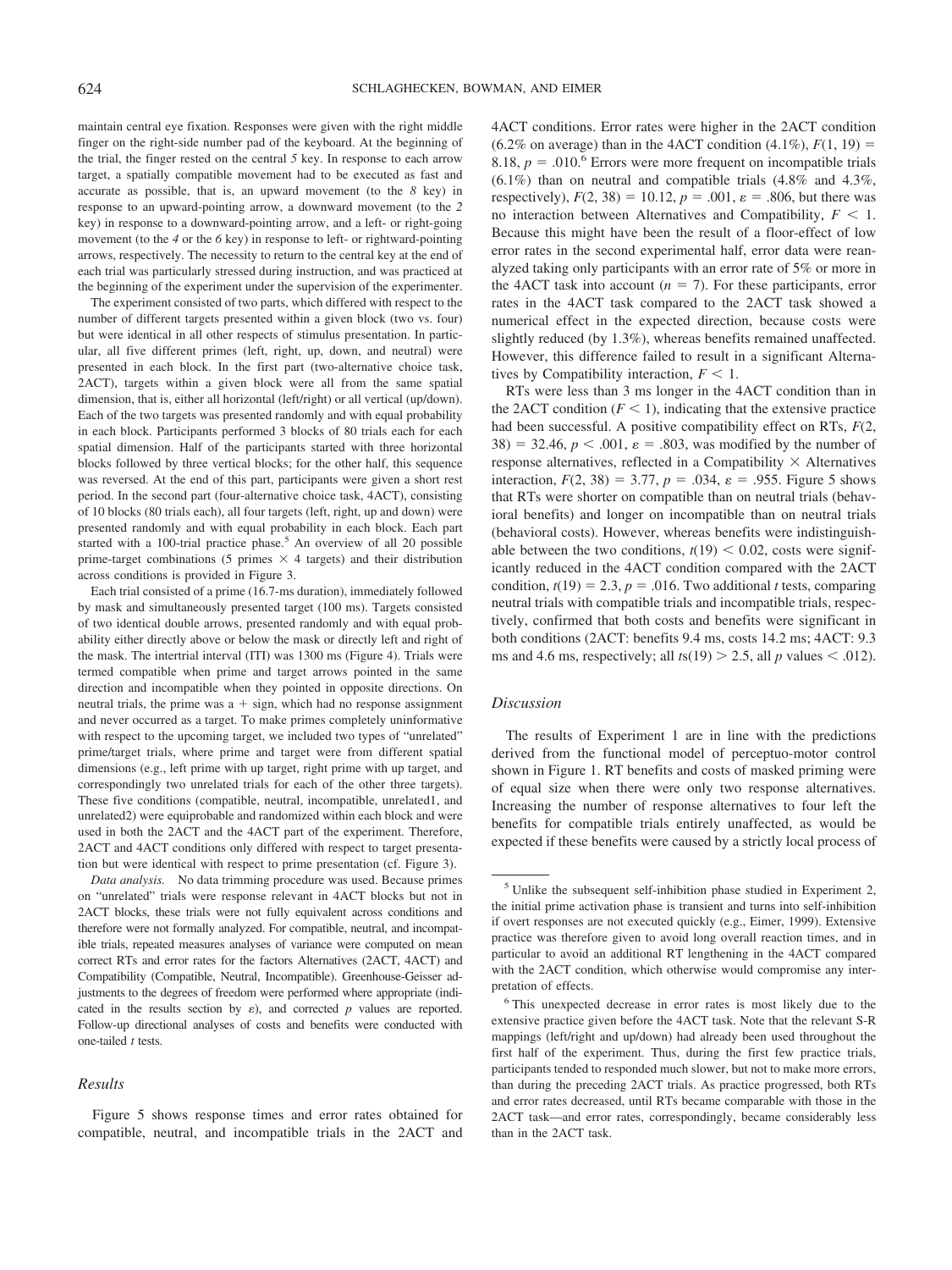maintain central eye fixation. Responses were given with the right middle finger on the right-side number pad of the keyboard. At the beginning of the trial, the finger rested on the central *5* key. In response to each arrow target, a spatially compatible movement had to be executed as fast and accurate as possible, that is, an upward movement (to the *8* key) in response to an upward-pointing arrow, a downward movement (to the *2* key) in response to a downward-pointing arrow, and a left- or right-going movement (to the *4* or the *6* key) in response to left- or rightward-pointing arrows, respectively. The necessity to return to the central key at the end of each trial was particularly stressed during instruction, and was practiced at the beginning of the experiment under the supervision of the experimenter.

The experiment consisted of two parts, which differed with respect to the number of different targets presented within a given block (two vs. four) but were identical in all other respects of stimulus presentation. In particular, all five different primes (left, right, up, down, and neutral) were presented in each block. In the first part (two-alternative choice task, 2ACT), targets within a given block were all from the same spatial dimension, that is, either all horizontal (left/right) or all vertical (up/down). Each of the two targets was presented randomly and with equal probability in each block. Participants performed 3 blocks of 80 trials each for each spatial dimension. Half of the participants started with three horizontal blocks followed by three vertical blocks; for the other half, this sequence was reversed. At the end of this part, participants were given a short rest period. In the second part (four-alternative choice task, 4ACT), consisting of 10 blocks (80 trials each), all four targets (left, right, up and down) were presented randomly and with equal probability in each block. Each part started with a 100-trial practice phase.[5] An overview of all 20 possible prime-target combinations (5 primes × 4 targets) and their distribution across conditions is provided in Figure 3.

Each trial consisted of a prime (16.7-ms duration), immediately followed by mask and simultaneously presented target (100 ms). Targets consisted of two identical double arrows, presented randomly and with equal probability either directly above or below the mask or directly left and right of the mask. The intertrial interval (ITI) was 1300 ms (Figure 4). Trials were termed compatible when prime and target arrows pointed in the same direction and incompatible when they pointed in opposite directions. On neutral trials, the prime was a + sign, which had no response assignment and never occurred as a target. To make primes completely uninformative with respect to the upcoming target, we included two types of "unrelated" prime/target trials, where prime and target were from different spatial dimensions (e.g., left prime with up target, right prime with up target, and correspondingly two unrelated trials for each of the other three targets). These five conditions (compatible, neutral, incompatible, unrelated1, and unrelated2) were equiprobable and randomized within each block and were used in both the 2ACT and the 4ACT part of the experiment. Therefore, 2ACT and 4ACT conditions only differed with respect to target presentation but were identical with respect to prime presentation (cf. Figure 3).

*Data analysis.* No data trimming procedure was used. Because primes on "unrelated" trials were response relevant in 4ACT blocks but not in 2ACT blocks, these trials were not fully equivalent across conditions and therefore were not formally analyzed. For compatible, neutral, and incompatible trials, repeated measures analyses of variance were computed on mean correct RTs and error rates for the factors Alternatives (2ACT, 4ACT) and Compatibility (Compatible, Neutral, Incompatible). Greenhouse-Geisser adjustments to the degrees of freedom were performed where appropriate (indicated in the results section by $\varepsilon$), and corrected $p$ values are reported. Follow-up directional analyses of costs and benefits were conducted with one-tailed $t$ tests.

### Results

Figure 5 shows response times and error rates obtained for compatible, neutral, and incompatible trials in the 2ACT and 4ACT conditions. Error rates were higher in the 2ACT condition (6.2% on average) than in the 4ACT condition (4.1%), $F(1, 19) = 8.18$, $p = .010$.[6] Errors were more frequent on incompatible trials (6.1%) than on neutral and compatible trials (4.8% and 4.3%, respectively), $F(2, 38) = 10.12$, $p = .001$, $\varepsilon = .806$, but there was no interaction between Alternatives and Compatibility, $F < 1$. Because this might have been the result of a floor-effect of low error rates in the second experimental half, error data were reanalyzed taking only participants with an error rate of 5% or more in the 4ACT task into account ($n = 7$). For these participants, error rates in the 4ACT task compared to the 2ACT task showed a numerical effect in the expected direction, because costs were slightly reduced (by 1.3%), whereas benefits remained unaffected. However, this difference failed to result in a significant Alternatives by Compatibility interaction, $F < 1$.

RTs were less than 3 ms longer in the 4ACT condition than in the 2ACT condition ($F < 1$), indicating that the extensive practice had been successful. A positive compatibility effect on RTs, $F(2, 38) = 32.46$, $p < .001$, $\varepsilon = .803$, was modified by the number of response alternatives, reflected in a Compatibility × Alternatives interaction, $F(2, 38) = 3.77$, $p = .034$, $\varepsilon = .955$. Figure 5 shows that RTs were shorter on compatible than on neutral trials (behavioral benefits) and longer on incompatible than on neutral trials (behavioral costs). However, whereas benefits were indistinguishable between the two conditions, $t(19) < 0.02$, costs were significantly reduced in the 4ACT condition compared with the 2ACT condition, $t(19) = 2.3$, $p = .016$. Two additional $t$ tests, comparing neutral trials with compatible trials and incompatible trials, respectively, confirmed that both costs and benefits were significant in both conditions (2ACT: benefits 9.4 ms, costs 14.2 ms; 4ACT: 9.3 ms and 4.6 ms, respectively; all $ts(19) > 2.5$, all $p$ values $< .012$).

### Discussion

The results of Experiment 1 are in line with the predictions derived from the functional model of perceptuo-motor control shown in Figure 1. RT benefits and costs of masked priming were of equal size when there were only two response alternatives. Increasing the number of response alternatives to four left the benefits for compatible trials entirely unaffected, as would be expected if these benefits were caused by a strictly local process of

---

[5] Unlike the subsequent self-inhibition phase studied in Experiment 2, the initial prime activation phase is transient and turns into self-inhibition if overt responses are not executed quickly (e.g., Eimer, 1999). Extensive practice was therefore given to avoid long overall reaction times, and in particular to avoid an additional RT lengthening in the 4ACT compared with the 2ACT condition, which otherwise would compromise any interpretation of effects.

[6] This unexpected decrease in error rates is most likely due to the extensive practice given before the 4ACT task. Note that the relevant S-R mappings (left/right and up/down) had already been used throughout the first half of the experiment. Thus, during the first few practice trials, participants tended to responded much slower, but not to make more errors, than during the preceding 2ACT trials. As practice progressed, both RTs and error rates decreased, until RTs became comparable with those in the 2ACT task—and error rates, correspondingly, became considerably less than in the 2ACT task.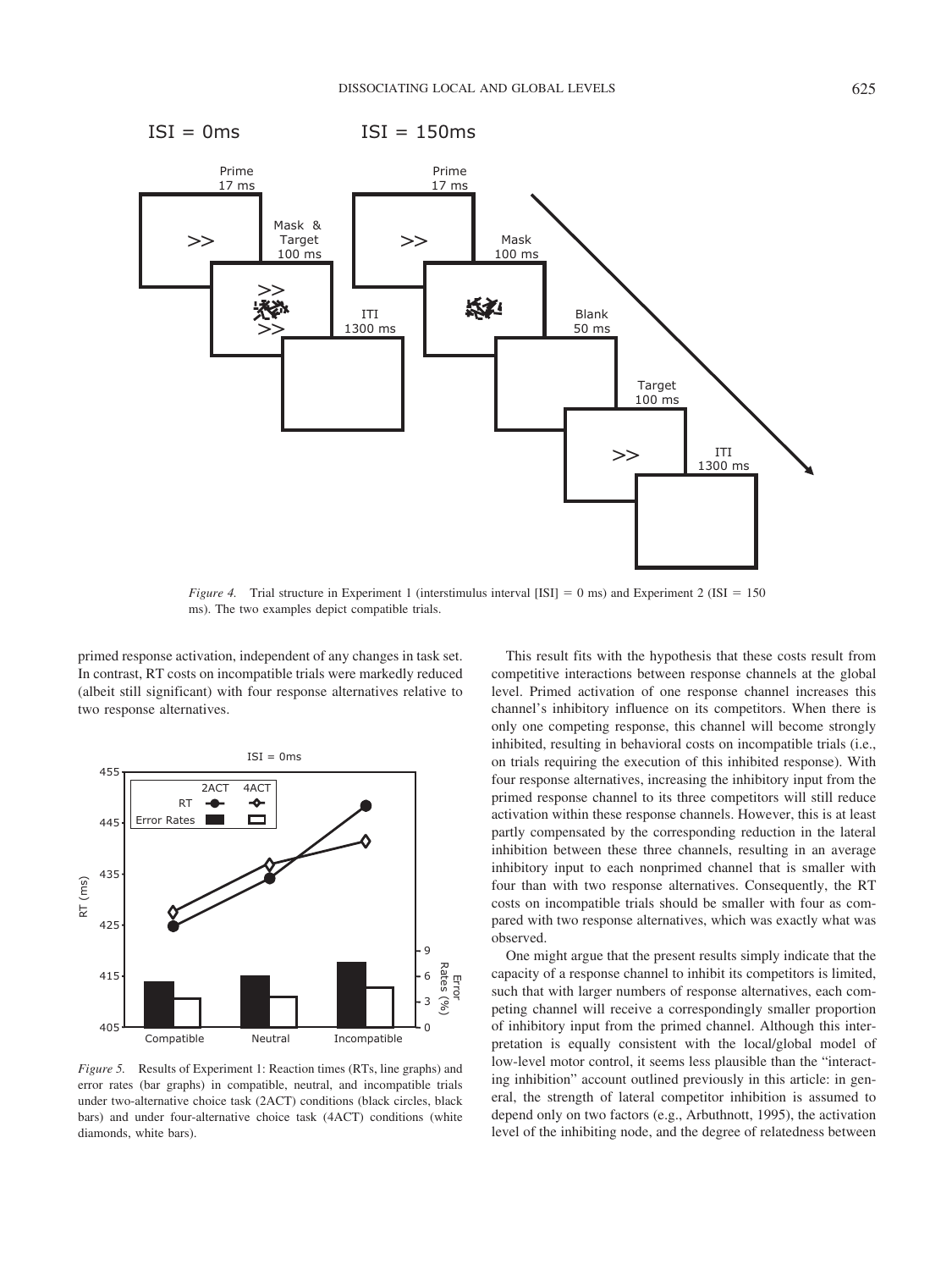*Figure 4.* Trial structure in Experiment 1 (interstimulus interval [ISI] = 0 ms) and Experiment 2 (ISI = 150 ms). The two examples depict compatible trials.

primed response activation, independent of any changes in task set. In contrast, RT costs on incompatible trials were markedly reduced (albeit still significant) with four response alternatives relative to two response alternatives.

*Figure 5.* Results of Experiment 1: Reaction times (RTs, line graphs) and error rates (bar graphs) in compatible, neutral, and incompatible trials under two-alternative choice task (2ACT) conditions (black circles, black bars) and under four-alternative choice task (4ACT) conditions (white diamonds, white bars).

This result fits with the hypothesis that these costs result from competitive interactions between response channels at the global level. Primed activation of one response channel increases this channel's inhibitory influence on its competitors. When there is only one competing response, this channel will become strongly inhibited, resulting in behavioral costs on incompatible trials (i.e., on trials requiring the execution of this inhibited response). With four response alternatives, increasing the inhibitory input from the primed response channel to its three competitors will still reduce activation within these response channels. However, this is at least partly compensated by the corresponding reduction in the lateral inhibition between these three channels, resulting in an average inhibitory input to each nonprimed channel that is smaller with four than with two response alternatives. Consequently, the RT costs on incompatible trials should be smaller with four as compared with two response alternatives, which was exactly what was observed.

One might argue that the present results simply indicate that the capacity of a response channel to inhibit its competitors is limited, such that with larger numbers of response alternatives, each competing channel will receive a correspondingly smaller proportion of inhibitory input from the primed channel. Although this interpretation is equally consistent with the local/global model of low-level motor control, it seems less plausible than the "interacting inhibition" account outlined previously in this article: in general, the strength of lateral competitor inhibition is assumed to depend only on two factors (e.g., Arbuthnott, 1995), the activation level of the inhibiting node, and the degree of relatedness between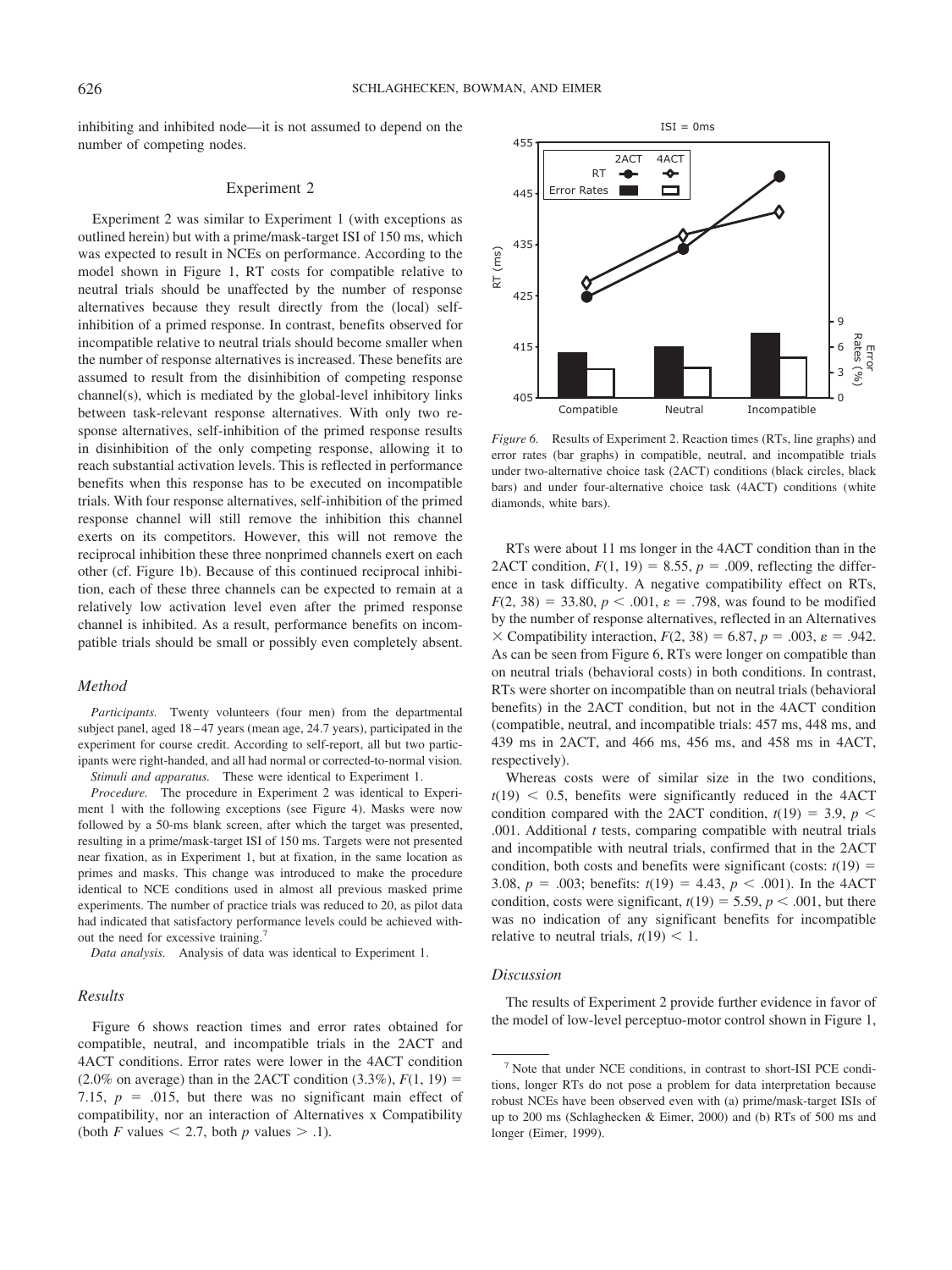inhibiting and inhibited node—it is not assumed to depend on the number of competing nodes.

## Experiment 2

Experiment 2 was similar to Experiment 1 (with exceptions as outlined herein) but with a prime/mask-target ISI of 150 ms, which was expected to result in NCEs on performance. According to the model shown in Figure 1, RT costs for compatible relative to neutral trials should be unaffected by the number of response alternatives because they result directly from the (local) self-inhibition of a primed response. In contrast, benefits observed for incompatible relative to neutral trials should become smaller when the number of response alternatives is increased. These benefits are assumed to result from the disinhibition of competing response channel(s), which is mediated by the global-level inhibitory links between task-relevant response alternatives. With only two response alternatives, self-inhibition of the primed response results in disinhibition of the only competing response, allowing it to reach substantial activation levels. This is reflected in performance benefits when this response has to be executed on incompatible trials. With four response alternatives, self-inhibition of the primed response channel will still remove the inhibition this channel exerts on its competitors. However, this will not remove the reciprocal inhibition these three nonprimed channels exert on each other (cf. Figure 1b). Because of this continued reciprocal inhibition, each of these three channels can be expected to remain at a relatively low activation level even after the primed response channel is inhibited. As a result, performance benefits on incompatible trials should be small or possibly even completely absent.

### Method

*Participants.* Twenty volunteers (four men) from the departmental subject panel, aged 18–47 years (mean age, 24.7 years), participated in the experiment for course credit. According to self-report, all but two participants were right-handed, and all had normal or corrected-to-normal vision.

*Stimuli and apparatus.* These were identical to Experiment 1.

*Procedure.* The procedure in Experiment 2 was identical to Experiment 1 with the following exceptions (see Figure 4). Masks were now followed by a 50-ms blank screen, after which the target was presented, resulting in a prime/mask-target ISI of 150 ms. Targets were not presented near fixation, as in Experiment 1, but at fixation, in the same location as primes and masks. This change was introduced to make the procedure identical to NCE conditions used in almost all previous masked prime experiments. The number of practice trials was reduced to 20, as pilot data had indicated that satisfactory performance levels could be achieved without the need for excessive training.[7]

*Data analysis.* Analysis of data was identical to Experiment 1.

### Results

Figure 6 shows reaction times and error rates obtained for compatible, neutral, and incompatible trials in the 2ACT and 4ACT conditions. Error rates were lower in the 4ACT condition (2.0% on average) than in the 2ACT condition (3.3%), $F(1, 19) = 7.15$, $p = .015$, but there was no significant main effect of compatibility, nor an interaction of Alternatives x Compatibility (both $F$ values $< 2.7$, both $p$ values $> .1$).

*Figure 6.* Results of Experiment 2. Reaction times (RTs, line graphs) and error rates (bar graphs) in compatible, neutral, and incompatible trials under two-alternative choice task (2ACT) conditions (black circles, black bars) and under four-alternative choice task (4ACT) conditions (white diamonds, white bars).

RTs were about 11 ms longer in the 4ACT condition than in the 2ACT condition, $F(1, 19) = 8.55$, $p = .009$, reflecting the difference in task difficulty. A negative compatibility effect on RTs, $F(2, 38) = 33.80$, $p < .001$, $\varepsilon = .798$, was found to be modified by the number of response alternatives, reflected in an Alternatives $\times$ Compatibility interaction, $F(2, 38) = 6.87$, $p = .003$, $\varepsilon = .942$. As can be seen from Figure 6, RTs were longer on compatible than on neutral trials (behavioral costs) in both conditions. In contrast, RTs were shorter on incompatible than on neutral trials (behavioral benefits) in the 2ACT condition, but not in the 4ACT condition (compatible, neutral, and incompatible trials: 457 ms, 448 ms, and 439 ms in 2ACT, and 466 ms, 456 ms, and 458 ms in 4ACT, respectively).

Whereas costs were of similar size in the two conditions, $t(19) < 0.5$, benefits were significantly reduced in the 4ACT condition compared with the 2ACT condition, $t(19) = 3.9$, $p < .001$. Additional $t$ tests, comparing compatible with neutral trials and incompatible with neutral trials, confirmed that in the 2ACT condition, both costs and benefits were significant (costs: $t(19) = 3.08$, $p = .003$; benefits: $t(19) = 4.43$, $p < .001$). In the 4ACT condition, costs were significant, $t(19) = 5.59$, $p < .001$, but there was no indication of any significant benefits for incompatible relative to neutral trials, $t(19) < 1$.

### Discussion

The results of Experiment 2 provide further evidence in favor of the model of low-level perceptuo-motor control shown in Figure 1,

[7] Note that under NCE conditions, in contrast to short-ISI PCE conditions, longer RTs do not pose a problem for data interpretation because robust NCEs have been observed even with (a) prime/mask-target ISIs of up to 200 ms (Schlaghecken & Eimer, 2000) and (b) RTs of 500 ms and longer (Eimer, 1999).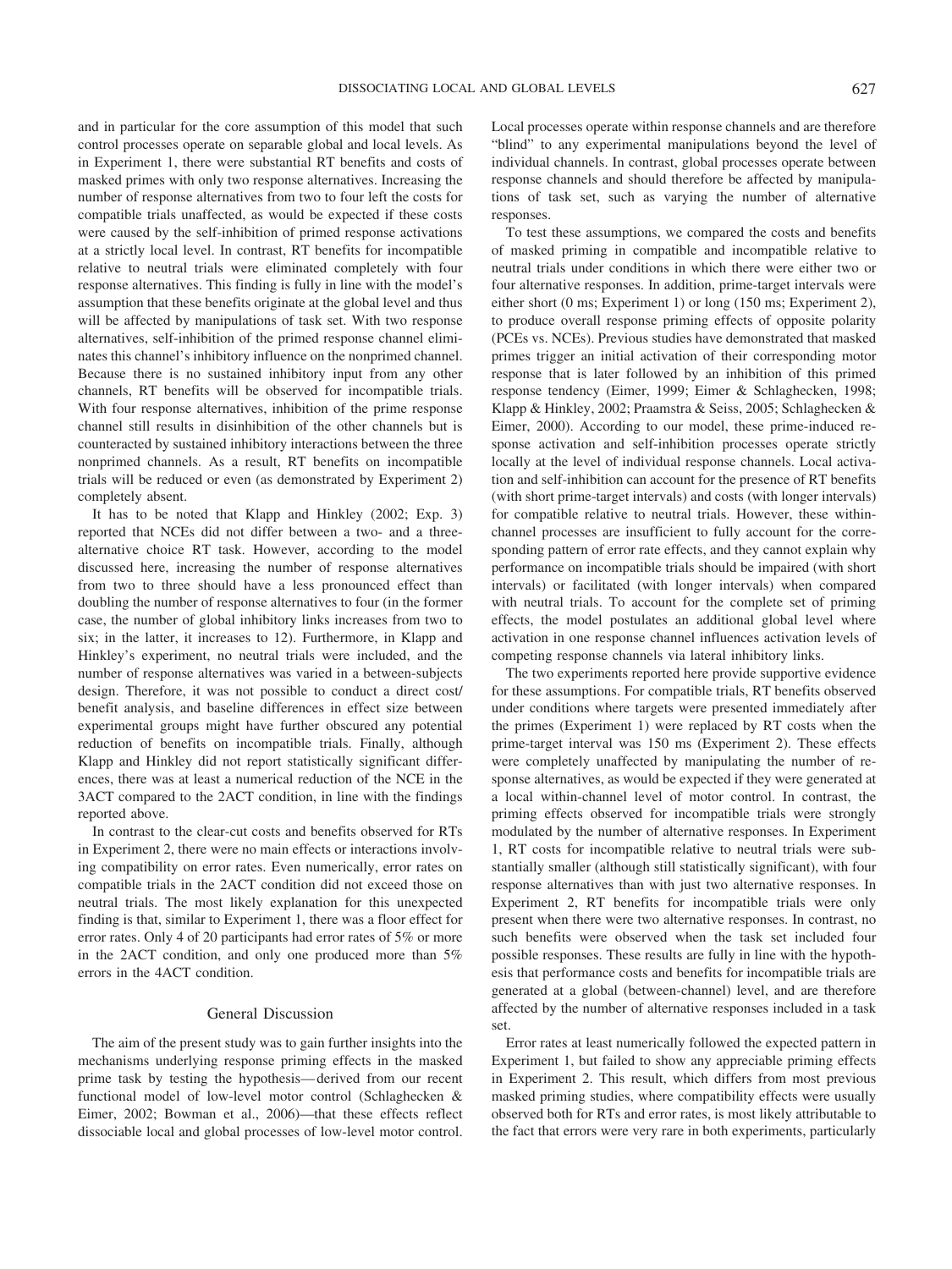and in particular for the core assumption of this model that such control processes operate on separable global and local levels. As in Experiment 1, there were substantial RT benefits and costs of masked primes with only two response alternatives. Increasing the number of response alternatives from two to four left the costs for compatible trials unaffected, as would be expected if these costs were caused by the self-inhibition of primed response activations at a strictly local level. In contrast, RT benefits for incompatible relative to neutral trials were eliminated completely with four response alternatives. This finding is fully in line with the model's assumption that these benefits originate at the global level and thus will be affected by manipulations of task set. With two response alternatives, self-inhibition of the primed response channel eliminates this channel's inhibitory influence on the nonprimed channel. Because there is no sustained inhibitory input from any other channels, RT benefits will be observed for incompatible trials. With four response alternatives, inhibition of the prime response channel still results in disinhibition of the other channels but is counteracted by sustained inhibitory interactions between the three nonprimed channels. As a result, RT benefits on incompatible trials will be reduced or even (as demonstrated by Experiment 2) completely absent.

It has to be noted that Klapp and Hinkley (2002; Exp. 3) reported that NCEs did not differ between a two- and a three-alternative choice RT task. However, according to the model discussed here, increasing the number of response alternatives from two to three should have a less pronounced effect than doubling the number of response alternatives to four (in the former case, the number of global inhibitory links increases from two to six; in the latter, it increases to 12). Furthermore, in Klapp and Hinkley's experiment, no neutral trials were included, and the number of response alternatives was varied in a between-subjects design. Therefore, it was not possible to conduct a direct cost/benefit analysis, and baseline differences in effect size between experimental groups might have further obscured any potential reduction of benefits on incompatible trials. Finally, although Klapp and Hinkley did not report statistically significant differences, there was at least a numerical reduction of the NCE in the 3ACT compared to the 2ACT condition, in line with the findings reported above.

In contrast to the clear-cut costs and benefits observed for RTs in Experiment 2, there were no main effects or interactions involving compatibility on error rates. Even numerically, error rates on compatible trials in the 2ACT condition did not exceed those on neutral trials. The most likely explanation for this unexpected finding is that, similar to Experiment 1, there was a floor effect for error rates. Only 4 of 20 participants had error rates of 5% or more in the 2ACT condition, and only one produced more than 5% errors in the 4ACT condition.

## General Discussion

The aim of the present study was to gain further insights into the mechanisms underlying response priming effects in the masked prime task by testing the hypothesis—derived from our recent functional model of low-level motor control (Schlaghecken & Eimer, 2002; Bowman et al., 2006)—that these effects reflect dissociable local and global processes of low-level motor control. Local processes operate within response channels and are therefore "blind" to any experimental manipulations beyond the level of individual channels. In contrast, global processes operate between response channels and should therefore be affected by manipulations of task set, such as varying the number of alternative responses.

To test these assumptions, we compared the costs and benefits of masked priming in compatible and incompatible relative to neutral trials under conditions in which there were either two or four alternative responses. In addition, prime-target intervals were either short (0 ms; Experiment 1) or long (150 ms; Experiment 2), to produce overall response priming effects of opposite polarity (PCEs vs. NCEs). Previous studies have demonstrated that masked primes trigger an initial activation of their corresponding motor response that is later followed by an inhibition of this primed response tendency (Eimer, 1999; Eimer & Schlaghecken, 1998; Klapp & Hinkley, 2002; Praamstra & Seiss, 2005; Schlaghecken & Eimer, 2000). According to our model, these prime-induced response activation and self-inhibition processes operate strictly locally at the level of individual response channels. Local activation and self-inhibition can account for the presence of RT benefits (with short prime-target intervals) and costs (with longer intervals) for compatible relative to neutral trials. However, these within-channel processes are insufficient to fully account for the corresponding pattern of error rate effects, and they cannot explain why performance on incompatible trials should be impaired (with short intervals) or facilitated (with longer intervals) when compared with neutral trials. To account for the complete set of priming effects, the model postulates an additional global level where activation in one response channel influences activation levels of competing response channels via lateral inhibitory links.

The two experiments reported here provide supportive evidence for these assumptions. For compatible trials, RT benefits observed under conditions where targets were presented immediately after the primes (Experiment 1) were replaced by RT costs when the prime-target interval was 150 ms (Experiment 2). These effects were completely unaffected by manipulating the number of response alternatives, as would be expected if they were generated at a local within-channel level of motor control. In contrast, the priming effects observed for incompatible trials were strongly modulated by the number of alternative responses. In Experiment 1, RT costs for incompatible relative to neutral trials were substantially smaller (although still statistically significant), with four response alternatives than with just two alternative responses. In Experiment 2, RT benefits for incompatible trials were only present when there were two alternative responses. In contrast, no such benefits were observed when the task set included four possible responses. These results are fully in line with the hypothesis that performance costs and benefits for incompatible trials are generated at a global (between-channel) level, and are therefore affected by the number of alternative responses included in a task set.

Error rates at least numerically followed the expected pattern in Experiment 1, but failed to show any appreciable priming effects in Experiment 2. This result, which differs from most previous masked priming studies, where compatibility effects were usually observed both for RTs and error rates, is most likely attributable to the fact that errors were very rare in both experiments, particularly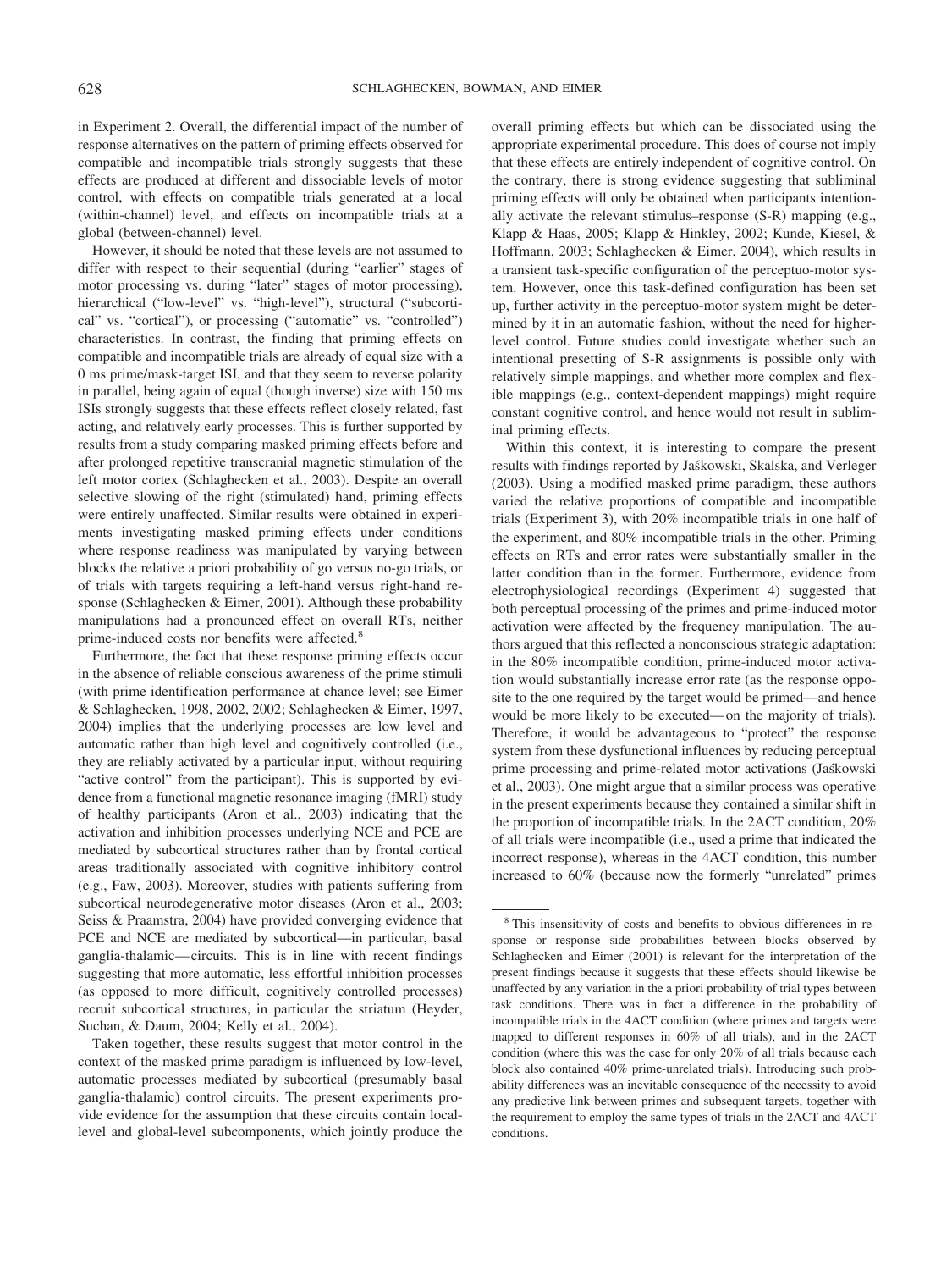in Experiment 2. Overall, the differential impact of the number of response alternatives on the pattern of priming effects observed for compatible and incompatible trials strongly suggests that these effects are produced at different and dissociable levels of motor control, with effects on compatible trials generated at a local (within-channel) level, and effects on incompatible trials at a global (between-channel) level.

However, it should be noted that these levels are not assumed to differ with respect to their sequential (during "earlier" stages of motor processing vs. during "later" stages of motor processing), hierarchical ("low-level" vs. "high-level"), structural ("subcortical" vs. "cortical"), or processing ("automatic" vs. "controlled") characteristics. In contrast, the finding that priming effects on compatible and incompatible trials are already of equal size with a 0 ms prime/mask-target ISI, and that they seem to reverse polarity in parallel, being again of equal (though inverse) size with 150 ms ISIs strongly suggests that these effects reflect closely related, fast acting, and relatively early processes. This is further supported by results from a study comparing masked priming effects before and after prolonged repetitive transcranial magnetic stimulation of the left motor cortex (Schlaghecken et al., 2003). Despite an overall selective slowing of the right (stimulated) hand, priming effects were entirely unaffected. Similar results were obtained in experiments investigating masked priming effects under conditions where response readiness was manipulated by varying between blocks the relative a priori probability of go versus no-go trials, or of trials with targets requiring a left-hand versus right-hand response (Schlaghecken & Eimer, 2001). Although these probability manipulations had a pronounced effect on overall RTs, neither prime-induced costs nor benefits were affected.[8]

Furthermore, the fact that these response priming effects occur in the absence of reliable conscious awareness of the prime stimuli (with prime identification performance at chance level; see Eimer & Schlaghecken, 1998, 2002, 2002; Schlaghecken & Eimer, 1997, 2004) implies that the underlying processes are low level and automatic rather than high level and cognitively controlled (i.e., they are reliably activated by a particular input, without requiring "active control" from the participant). This is supported by evidence from a functional magnetic resonance imaging (fMRI) study of healthy participants (Aron et al., 2003) indicating that the activation and inhibition processes underlying NCE and PCE are mediated by subcortical structures rather than by frontal cortical areas traditionally associated with cognitive inhibitory control (e.g., Faw, 2003). Moreover, studies with patients suffering from subcortical neurodegenerative motor diseases (Aron et al., 2003; Seiss & Praamstra, 2004) have provided converging evidence that PCE and NCE are mediated by subcortical—in particular, basal ganglia-thalamic—circuits. This is in line with recent findings suggesting that more automatic, less effortful inhibition processes (as opposed to more difficult, cognitively controlled processes) recruit subcortical structures, in particular the striatum (Heyder, Suchan, & Daum, 2004; Kelly et al., 2004).

Taken together, these results suggest that motor control in the context of the masked prime paradigm is influenced by low-level, automatic processes mediated by subcortical (presumably basal ganglia-thalamic) control circuits. The present experiments provide evidence for the assumption that these circuits contain local-level and global-level subcomponents, which jointly produce the overall priming effects but which can be dissociated using the appropriate experimental procedure. This does of course not imply that these effects are entirely independent of cognitive control. On the contrary, there is strong evidence suggesting that subliminal priming effects will only be obtained when participants intentionally activate the relevant stimulus–response (S-R) mapping (e.g., Klapp & Haas, 2005; Klapp & Hinkley, 2002; Kunde, Kiesel, & Hoffmann, 2003; Schlaghecken & Eimer, 2004), which results in a transient task-specific configuration of the perceptuo-motor system. However, once this task-defined configuration has been set up, further activity in the perceptuo-motor system might be determined by it in an automatic fashion, without the need for higher-level control. Future studies could investigate whether such an intentional presetting of S-R assignments is possible only with relatively simple mappings, and whether more complex and flexible mappings (e.g., context-dependent mappings) might require constant cognitive control, and hence would not result in subliminal priming effects.

Within this context, it is interesting to compare the present results with findings reported by Jaśkowski, Skalska, and Verleger (2003). Using a modified masked prime paradigm, these authors varied the relative proportions of compatible and incompatible trials (Experiment 3), with 20% incompatible trials in one half of the experiment, and 80% incompatible trials in the other. Priming effects on RTs and error rates were substantially smaller in the latter condition than in the former. Furthermore, evidence from electrophysiological recordings (Experiment 4) suggested that both perceptual processing of the primes and prime-induced motor activation were affected by the frequency manipulation. The authors argued that this reflected a nonconscious strategic adaptation: in the 80% incompatible condition, prime-induced motor activation would substantially increase error rate (as the response opposite to the one required by the target would be primed—and hence would be more likely to be executed—on the majority of trials). Therefore, it would be advantageous to "protect" the response system from these dysfunctional influences by reducing perceptual prime processing and prime-related motor activations (Jaśkowski et al., 2003). One might argue that a similar process was operative in the present experiments because they contained a similar shift in the proportion of incompatible trials. In the 2ACT condition, 20% of all trials were incompatible (i.e., used a prime that indicated the incorrect response), whereas in the 4ACT condition, this number increased to 60% (because now the formerly "unrelated" primes

[8] This insensitivity of costs and benefits to obvious differences in response or response side probabilities between blocks observed by Schlaghecken and Eimer (2001) is relevant for the interpretation of the present findings because it suggests that these effects should likewise be unaffected by any variation in the a priori probability of trial types between task conditions. There was in fact a difference in the probability of incompatible trials in the 4ACT condition (where primes and targets were mapped to different responses in 60% of all trials), and in the 2ACT condition (where this was the case for only 20% of all trials because each block also contained 40% prime-unrelated trials). Introducing such probability differences was an inevitable consequence of the necessity to avoid any predictive link between primes and subsequent targets, together with the requirement to employ the same types of trials in the 2ACT and 4ACT conditions.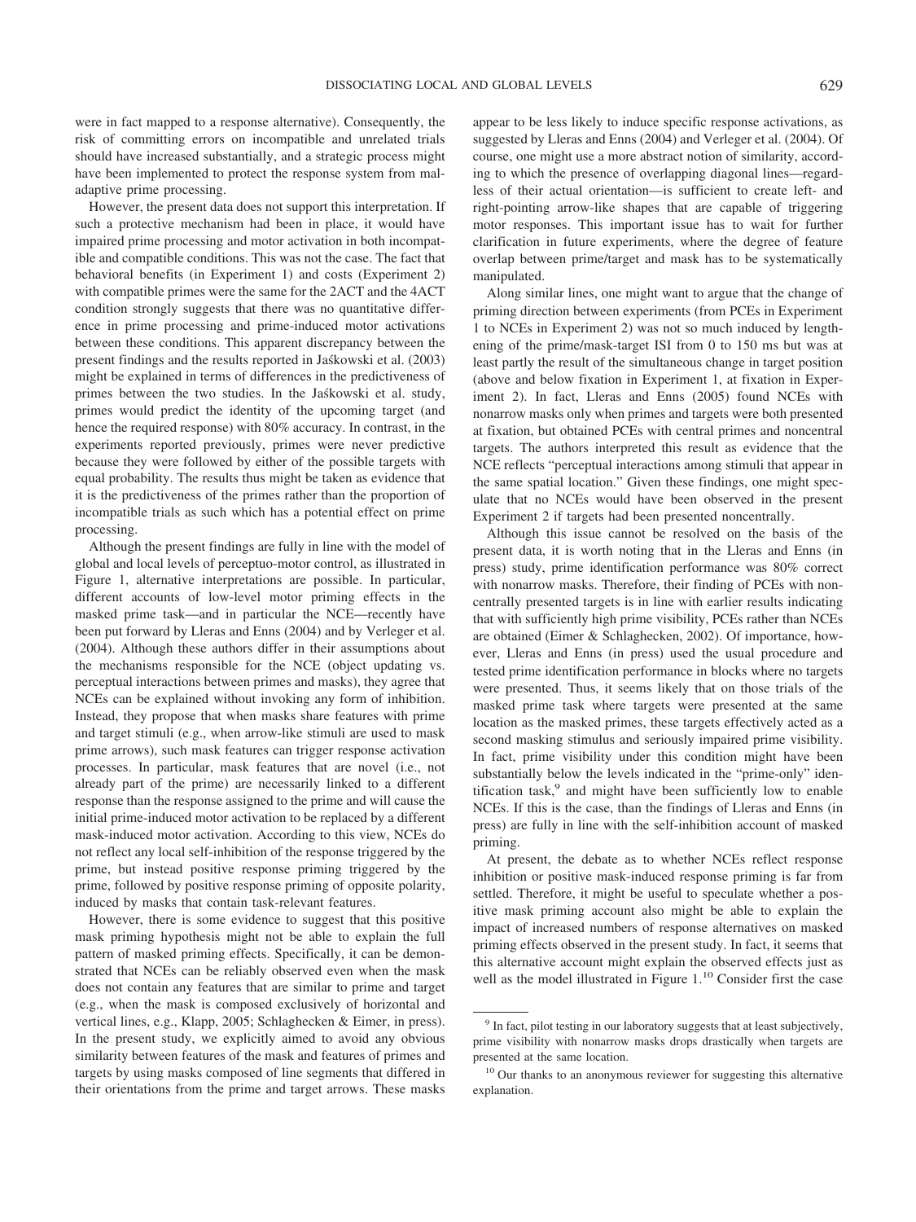were in fact mapped to a response alternative). Consequently, the risk of committing errors on incompatible and unrelated trials should have increased substantially, and a strategic process might have been implemented to protect the response system from maladaptive prime processing.

However, the present data does not support this interpretation. If such a protective mechanism had been in place, it would have impaired prime processing and motor activation in both incompatible and compatible conditions. This was not the case. The fact that behavioral benefits (in Experiment 1) and costs (Experiment 2) with compatible primes were the same for the 2ACT and the 4ACT condition strongly suggests that there was no quantitative difference in prime processing and prime-induced motor activations between these conditions. This apparent discrepancy between the present findings and the results reported in Jaśkowski et al. (2003) might be explained in terms of differences in the predictiveness of primes between the two studies. In the Jaśkowski et al. study, primes would predict the identity of the upcoming target (and hence the required response) with 80% accuracy. In contrast, in the experiments reported previously, primes were never predictive because they were followed by either of the possible targets with equal probability. The results thus might be taken as evidence that it is the predictiveness of the primes rather than the proportion of incompatible trials as such which has a potential effect on prime processing.

Although the present findings are fully in line with the model of global and local levels of perceptuo-motor control, as illustrated in Figure 1, alternative interpretations are possible. In particular, different accounts of low-level motor priming effects in the masked prime task—and in particular the NCE—recently have been put forward by Lleras and Enns (2004) and by Verleger et al. (2004). Although these authors differ in their assumptions about the mechanisms responsible for the NCE (object updating vs. perceptual interactions between primes and masks), they agree that NCEs can be explained without invoking any form of inhibition. Instead, they propose that when masks share features with prime and target stimuli (e.g., when arrow-like stimuli are used to mask prime arrows), such mask features can trigger response activation processes. In particular, mask features that are novel (i.e., not already part of the prime) are necessarily linked to a different response than the response assigned to the prime and will cause the initial prime-induced motor activation to be replaced by a different mask-induced motor activation. According to this view, NCEs do not reflect any local self-inhibition of the response triggered by the prime, but instead positive response priming triggered by the prime, followed by positive response priming of opposite polarity, induced by masks that contain task-relevant features.

However, there is some evidence to suggest that this positive mask priming hypothesis might not be able to explain the full pattern of masked priming effects. Specifically, it can be demonstrated that NCEs can be reliably observed even when the mask does not contain any features that are similar to prime and target (e.g., when the mask is composed exclusively of horizontal and vertical lines, e.g., Klapp, 2005; Schlaghecken & Eimer, in press). In the present study, we explicitly aimed to avoid any obvious similarity between features of the mask and features of primes and targets by using masks composed of line segments that differed in their orientations from the prime and target arrows. These masks appear to be less likely to induce specific response activations, as suggested by Lleras and Enns (2004) and Verleger et al. (2004). Of course, one might use a more abstract notion of similarity, according to which the presence of overlapping diagonal lines—regardless of their actual orientation—is sufficient to create left- and right-pointing arrow-like shapes that are capable of triggering motor responses. This important issue has to wait for further clarification in future experiments, where the degree of feature overlap between prime/target and mask has to be systematically manipulated.

Along similar lines, one might want to argue that the change of priming direction between experiments (from PCEs in Experiment 1 to NCEs in Experiment 2) was not so much induced by lengthening of the prime/mask-target ISI from 0 to 150 ms but was at least partly the result of the simultaneous change in target position (above and below fixation in Experiment 1, at fixation in Experiment 2). In fact, Lleras and Enns (2005) found NCEs with nonarrow masks only when primes and targets were both presented at fixation, but obtained PCEs with central primes and noncentral targets. The authors interpreted this result as evidence that the NCE reflects "perceptual interactions among stimuli that appear in the same spatial location." Given these findings, one might speculate that no NCEs would have been observed in the present Experiment 2 if targets had been presented noncentrally.

Although this issue cannot be resolved on the basis of the present data, it is worth noting that in the Lleras and Enns (in press) study, prime identification performance was 80% correct with nonarrow masks. Therefore, their finding of PCEs with noncentrally presented targets is in line with earlier results indicating that with sufficiently high prime visibility, PCEs rather than NCEs are obtained (Eimer & Schlaghecken, 2002). Of importance, however, Lleras and Enns (in press) used the usual procedure and tested prime identification performance in blocks where no targets were presented. Thus, it seems likely that on those trials of the masked prime task where targets were presented at the same location as the masked primes, these targets effectively acted as a second masking stimulus and seriously impaired prime visibility. In fact, prime visibility under this condition might have been substantially below the levels indicated in the "prime-only" identification task,[9] and might have been sufficiently low to enable NCEs. If this is the case, than the findings of Lleras and Enns (in press) are fully in line with the self-inhibition account of masked priming.

At present, the debate as to whether NCEs reflect response inhibition or positive mask-induced response priming is far from settled. Therefore, it might be useful to speculate whether a positive mask priming account also might be able to explain the impact of increased numbers of response alternatives on masked priming effects observed in the present study. In fact, it seems that this alternative account might explain the observed effects just as well as the model illustrated in Figure 1.[10] Consider first the case

[9] In fact, pilot testing in our laboratory suggests that at least subjectively, prime visibility with nonarrow masks drops drastically when targets are presented at the same location.

[10] Our thanks to an anonymous reviewer for suggesting this alternative explanation.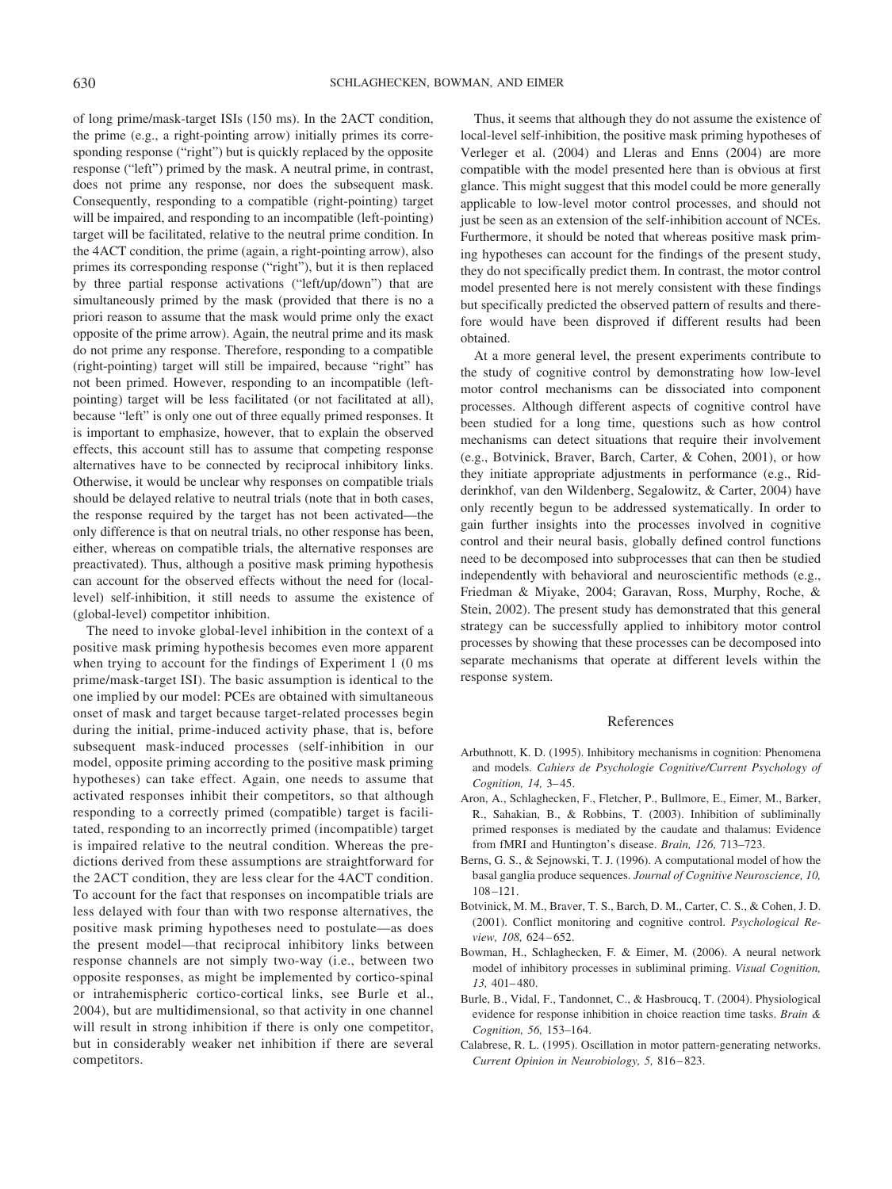of long prime/mask-target ISIs (150 ms). In the 2ACT condition, the prime (e.g., a right-pointing arrow) initially primes its corresponding response ("right") but is quickly replaced by the opposite response ("left") primed by the mask. A neutral prime, in contrast, does not prime any response, nor does the subsequent mask. Consequently, responding to a compatible (right-pointing) target will be impaired, and responding to an incompatible (left-pointing) target will be facilitated, relative to the neutral prime condition. In the 4ACT condition, the prime (again, a right-pointing arrow), also primes its corresponding response ("right"), but it is then replaced by three partial response activations ("left/up/down") that are simultaneously primed by the mask (provided that there is no a priori reason to assume that the mask would prime only the exact opposite of the prime arrow). Again, the neutral prime and its mask do not prime any response. Therefore, responding to a compatible (right-pointing) target will still be impaired, because "right" has not been primed. However, responding to an incompatible (left-pointing) target will be less facilitated (or not facilitated at all), because "left" is only one out of three equally primed responses. It is important to emphasize, however, that to explain the observed effects, this account still has to assume that competing response alternatives have to be connected by reciprocal inhibitory links. Otherwise, it would be unclear why responses on compatible trials should be delayed relative to neutral trials (note that in both cases, the response required by the target has not been activated—the only difference is that on neutral trials, no other response has been, either, whereas on compatible trials, the alternative responses are preactivated). Thus, although a positive mask priming hypothesis can account for the observed effects without the need for (local-level) self-inhibition, it still needs to assume the existence of (global-level) competitor inhibition.

The need to invoke global-level inhibition in the context of a positive mask priming hypothesis becomes even more apparent when trying to account for the findings of Experiment 1 (0 ms prime/mask-target ISI). The basic assumption is identical to the one implied by our model: PCEs are obtained with simultaneous onset of mask and target because target-related processes begin during the initial, prime-induced activity phase, that is, before subsequent mask-induced processes (self-inhibition in our model, opposite priming according to the positive mask priming hypotheses) can take effect. Again, one needs to assume that activated responses inhibit their competitors, so that although responding to a correctly primed (compatible) target is facilitated, responding to an incorrectly primed (incompatible) target is impaired relative to the neutral condition. Whereas the predictions derived from these assumptions are straightforward for the 2ACT condition, they are less clear for the 4ACT condition. To account for the fact that responses on incompatible trials are less delayed with four than with two response alternatives, the positive mask priming hypotheses need to postulate—as does the present model—that reciprocal inhibitory links between response channels are not simply two-way (i.e., between two opposite responses, as might be implemented by cortico-spinal or intrahemispheric cortico-cortical links, see Burle et al., 2004), but are multidimensional, so that activity in one channel will result in strong inhibition if there is only one competitor, but in considerably weaker net inhibition if there are several competitors.

Thus, it seems that although they do not assume the existence of local-level self-inhibition, the positive mask priming hypotheses of Verleger et al. (2004) and Lleras and Enns (2004) are more compatible with the model presented here than is obvious at first glance. This might suggest that this model could be more generally applicable to low-level motor control processes, and should not just be seen as an extension of the self-inhibition account of NCEs. Furthermore, it should be noted that whereas positive mask priming hypotheses can account for the findings of the present study, they do not specifically predict them. In contrast, the motor control model presented here is not merely consistent with these findings but specifically predicted the observed pattern of results and therefore would have been disproved if different results had been obtained.

At a more general level, the present experiments contribute to the study of cognitive control by demonstrating how low-level motor control mechanisms can be dissociated into component processes. Although different aspects of cognitive control have been studied for a long time, questions such as how control mechanisms can detect situations that require their involvement (e.g., Botvinick, Braver, Barch, Carter, & Cohen, 2001), or how they initiate appropriate adjustments in performance (e.g., Ridderinkhof, van den Wildenberg, Segalowitz, & Carter, 2004) have only recently begun to be addressed systematically. In order to gain further insights into the processes involved in cognitive control and their neural basis, globally defined control functions need to be decomposed into subprocesses that can then be studied independently with behavioral and neuroscientific methods (e.g., Friedman & Miyake, 2004; Garavan, Ross, Murphy, Roche, & Stein, 2002). The present study has demonstrated that this general strategy can be successfully applied to inhibitory motor control processes by showing that these processes can be decomposed into separate mechanisms that operate at different levels within the response system.

## References

Arbuthnott, K. D. (1995). Inhibitory mechanisms in cognition: Phenomena and models. *Cahiers de Psychologie Cognitive/Current Psychology of Cognition, 14,* 3–45.

Aron, A., Schlaghecken, F., Fletcher, P., Bullmore, E., Eimer, M., Barker, R., Sahakian, B., & Robbins, T. (2003). Inhibition of subliminally primed responses is mediated by the caudate and thalamus: Evidence from fMRI and Huntington's disease. *Brain, 126,* 713–723.

Berns, G. S., & Sejnowski, T. J. (1996). A computational model of how the basal ganglia produce sequences. *Journal of Cognitive Neuroscience, 10,* 108–121.

Botvinick, M. M., Braver, T. S., Barch, D. M., Carter, C. S., & Cohen, J. D. (2001). Conflict monitoring and cognitive control. *Psychological Review, 108,* 624–652.

Bowman, H., Schlaghecken, F. & Eimer, M. (2006). A neural network model of inhibitory processes in subliminal priming. *Visual Cognition, 13,* 401–480.

Burle, B., Vidal, F., Tandonnet, C., & Hasbroucq, T. (2004). Physiological evidence for response inhibition in choice reaction time tasks. *Brain & Cognition, 56,* 153–164.

Calabrese, R. L. (1995). Oscillation in motor pattern-generating networks. *Current Opinion in Neurobiology, 5,* 816–823.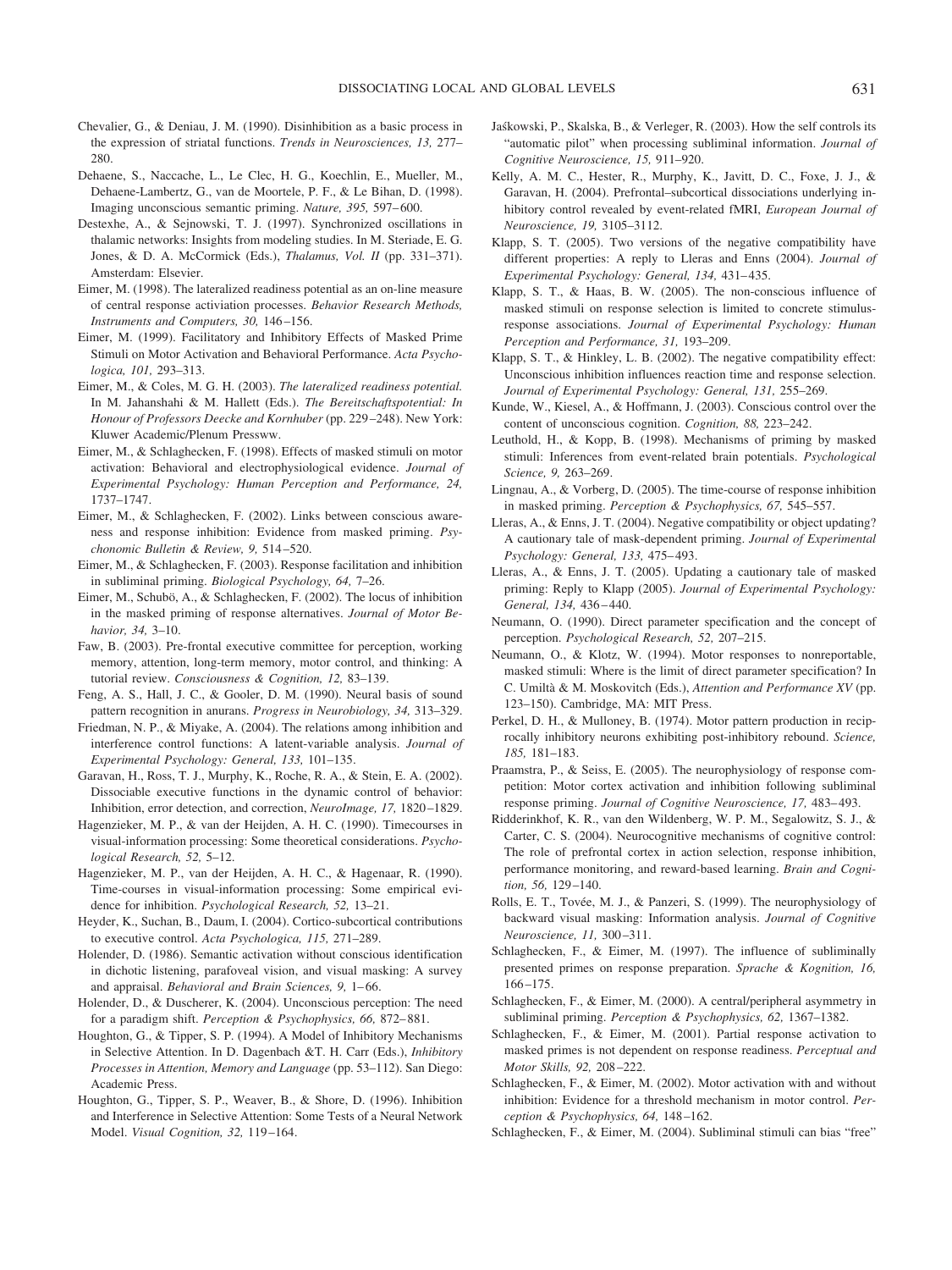Chevalier, G., & Deniau, J. M. (1990). Disinhibition as a basic process in the expression of striatal functions. *Trends in Neurosciences, 13,* 277–280.

Dehaene, S., Naccache, L., Le Clec, H. G., Koechlin, E., Mueller, M., Dehaene-Lambertz, G., van de Moortele, P. F., & Le Bihan, D. (1998). Imaging unconscious semantic priming. *Nature, 395,* 597–600.

Destexhe, A., & Sejnowski, T. J. (1997). Synchronized oscillations in thalamic networks: Insights from modeling studies. In M. Steriade, E. G. Jones, & D. A. McCormick (Eds.), *Thalamus, Vol. II* (pp. 331–371). Amsterdam: Elsevier.

Eimer, M. (1998). The lateralized readiness potential as an on-line measure of central response activiation processes. *Behavior Research Methods, Instruments and Computers, 30,* 146–156.

Eimer, M. (1999). Facilitatory and Inhibitory Effects of Masked Prime Stimuli on Motor Activation and Behavioral Performance. *Acta Psychologica, 101,* 293–313.

Eimer, M., & Coles, M. G. H. (2003). *The lateralized readiness potential.* In M. Jahanshahi & M. Hallett (Eds.). *The Bereitschaftspotential: In Honour of Professors Deecke and Kornhuber* (pp. 229–248). New York: Kluwer Academic/Plenum Pressww.

Eimer, M., & Schlaghecken, F. (1998). Effects of masked stimuli on motor activation: Behavioral and electrophysiological evidence. *Journal of Experimental Psychology: Human Perception and Performance, 24,* 1737–1747.

Eimer, M., & Schlaghecken, F. (2002). Links between conscious awareness and response inhibition: Evidence from masked priming. *Psychonomic Bulletin & Review, 9,* 514–520.

Eimer, M., & Schlaghecken, F. (2003). Response facilitation and inhibition in subliminal priming. *Biological Psychology, 64,* 7–26.

Eimer, M., Schubö, A., & Schlaghecken, F. (2002). The locus of inhibition in the masked priming of response alternatives. *Journal of Motor Behavior, 34,* 3–10.

Faw, B. (2003). Pre-frontal executive committee for perception, working memory, attention, long-term memory, motor control, and thinking: A tutorial review. *Consciousness & Cognition, 12,* 83–139.

Feng, A. S., Hall, J. C., & Gooler, D. M. (1990). Neural basis of sound pattern recognition in anurans. *Progress in Neurobiology, 34,* 313–329.

Friedman, N. P., & Miyake, A. (2004). The relations among inhibition and interference control functions: A latent-variable analysis. *Journal of Experimental Psychology: General, 133,* 101–135.

Garavan, H., Ross, T. J., Murphy, K., Roche, R. A., & Stein, E. A. (2002). Dissociable executive functions in the dynamic control of behavior: Inhibition, error detection, and correction, *NeuroImage, 17,* 1820–1829.

Hagenzieker, M. P., & van der Heijden, A. H. C. (1990). Timecourses in visual-information processing: Some theoretical considerations. *Psychological Research, 52,* 5–12.

Hagenzieker, M. P., van der Heijden, A. H. C., & Hagenaar, R. (1990). Time-courses in visual-information processing: Some empirical evidence for inhibition. *Psychological Research, 52,* 13–21.

Heyder, K., Suchan, B., Daum, I. (2004). Cortico-subcortical contributions to executive control. *Acta Psychologica, 115,* 271–289.

Holender, D. (1986). Semantic activation without conscious identification in dichotic listening, parafoveal vision, and visual masking: A survey and appraisal. *Behavioral and Brain Sciences, 9,* 1–66.

Holender, D., & Duscherer, K. (2004). Unconscious perception: The need for a paradigm shift. *Perception & Psychophysics, 66,* 872–881.

Houghton, G., & Tipper, S. P. (1994). A Model of Inhibitory Mechanisms in Selective Attention. In D. Dagenbach &T. H. Carr (Eds.), *Inhibitory Processes in Attention, Memory and Language* (pp. 53–112). San Diego: Academic Press.

Houghton, G., Tipper, S. P., Weaver, B., & Shore, D. (1996). Inhibition and Interference in Selective Attention: Some Tests of a Neural Network Model. *Visual Cognition, 32,* 119–164.

Jaśkowski, P., Skalska, B., & Verleger, R. (2003). How the self controls its "automatic pilot" when processing subliminal information. *Journal of Cognitive Neuroscience, 15,* 911–920.

Kelly, A. M. C., Hester, R., Murphy, K., Javitt, D. C., Foxe, J. J., & Garavan, H. (2004). Prefrontal–subcortical dissociations underlying inhibitory control revealed by event-related fMRI, *European Journal of Neuroscience, 19,* 3105–3112.

Klapp, S. T. (2005). Two versions of the negative compatibility have different properties: A reply to Lleras and Enns (2004). *Journal of Experimental Psychology: General, 134,* 431–435.

Klapp, S. T., & Haas, B. W. (2005). The non-conscious influence of masked stimuli on response selection is limited to concrete stimulus-response associations. *Journal of Experimental Psychology: Human Perception and Performance, 31,* 193–209.

Klapp, S. T., & Hinkley, L. B. (2002). The negative compatibility effect: Unconscious inhibition influences reaction time and response selection. *Journal of Experimental Psychology: General, 131,* 255–269.

Kunde, W., Kiesel, A., & Hoffmann, J. (2003). Conscious control over the content of unconscious cognition. *Cognition, 88,* 223–242.

Leuthold, H., & Kopp, B. (1998). Mechanisms of priming by masked stimuli: Inferences from event-related brain potentials. *Psychological Science, 9,* 263–269.

Lingnau, A., & Vorberg, D. (2005). The time-course of response inhibition in masked priming. *Perception & Psychophysics, 67,* 545–557.

Lleras, A., & Enns, J. T. (2004). Negative compatibility or object updating? A cautionary tale of mask-dependent priming. *Journal of Experimental Psychology: General, 133,* 475–493.

Lleras, A., & Enns, J. T. (2005). Updating a cautionary tale of masked priming: Reply to Klapp (2005). *Journal of Experimental Psychology: General, 134,* 436–440.

Neumann, O. (1990). Direct parameter specification and the concept of perception. *Psychological Research, 52,* 207–215.

Neumann, O., & Klotz, W. (1994). Motor responses to nonreportable, masked stimuli: Where is the limit of direct parameter specification? In C. Umiltà & M. Moskovitch (Eds.), *Attention and Performance XV* (pp. 123–150). Cambridge, MA: MIT Press.

Perkel, D. H., & Mulloney, B. (1974). Motor pattern production in reciprocally inhibitory neurons exhibiting post-inhibitory rebound. *Science, 185,* 181–183.

Praamstra, P., & Seiss, E. (2005). The neurophysiology of response competition: Motor cortex activation and inhibition following subliminal response priming. *Journal of Cognitive Neuroscience, 17,* 483–493.

Ridderinkhof, K. R., van den Wildenberg, W. P. M., Segalowitz, S. J., & Carter, C. S. (2004). Neurocognitive mechanisms of cognitive control: The role of prefrontal cortex in action selection, response inhibition, performance monitoring, and reward-based learning. *Brain and Cognition, 56,* 129–140.

Rolls, E. T., Tovée, M. J., & Panzeri, S. (1999). The neurophysiology of backward visual masking: Information analysis. *Journal of Cognitive Neuroscience, 11,* 300–311.

Schlaghecken, F., & Eimer, M. (1997). The influence of subliminally presented primes on response preparation. *Sprache & Kognition, 16,* 166–175.

Schlaghecken, F., & Eimer, M. (2000). A central/peripheral asymmetry in subliminal priming. *Perception & Psychophysics, 62,* 1367–1382.

Schlaghecken, F., & Eimer, M. (2001). Partial response activation to masked primes is not dependent on response readiness. *Perceptual and Motor Skills, 92,* 208–222.

Schlaghecken, F., & Eimer, M. (2002). Motor activation with and without inhibition: Evidence for a threshold mechanism in motor control. *Perception & Psychophysics, 64,* 148–162.

Schlaghecken, F., & Eimer, M. (2004). Subliminal stimuli can bias "free"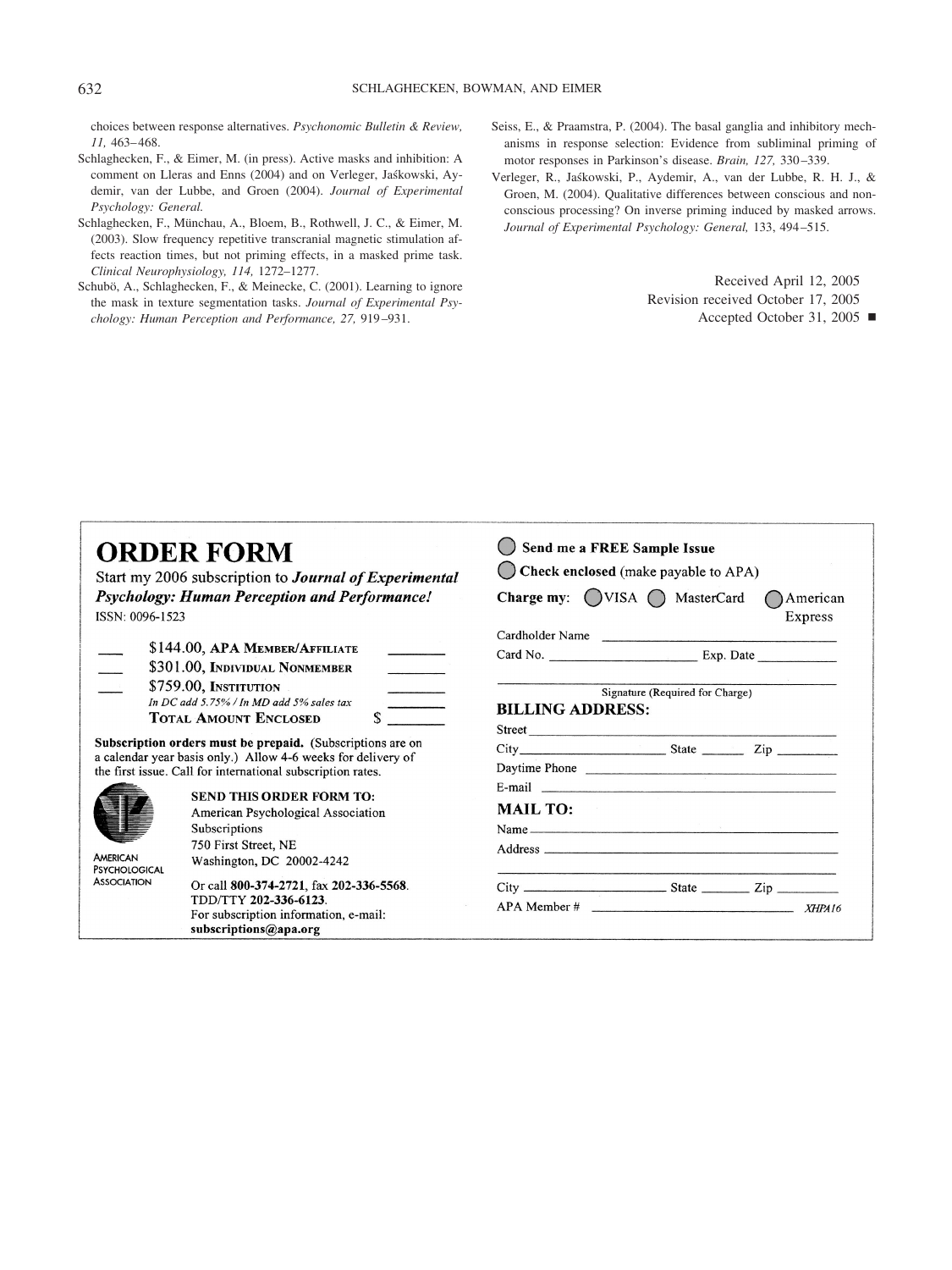choices between response alternatives. *Psychonomic Bulletin & Review, 11,* 463–468.

Schlaghecken, F., & Eimer, M. (in press). Active masks and inhibition: A comment on Lleras and Enns (2004) and on Verleger, Jaśkowski, Aydemir, van der Lubbe, and Groen (2004). *Journal of Experimental Psychology: General.*

Schlaghecken, F., Münchau, A., Bloem, B., Rothwell, J. C., & Eimer, M. (2003). Slow frequency repetitive transcranial magnetic stimulation affects reaction times, but not priming effects, in a masked prime task. *Clinical Neurophysiology, 114,* 1272–1277.

Schubö, A., Schlaghecken, F., & Meinecke, C. (2001). Learning to ignore the mask in texture segmentation tasks. *Journal of Experimental Psychology: Human Perception and Performance, 27,* 919–931.

Seiss, E., & Praamstra, P. (2004). The basal ganglia and inhibitory mechanisms in response selection: Evidence from subliminal priming of motor responses in Parkinson's disease. *Brain, 127,* 330–339.

Verleger, R., Jaśkowski, P., Aydemir, A., van der Lubbe, R. H. J., & Groen, M. (2004). Qualitative differences between conscious and nonconscious processing? On inverse priming induced by masked arrows. *Journal of Experimental Psychology: General,* 133, 494–515.

Received April 12, 2005
Revision received October 17, 2005
Accepted October 31, 2005 ■

# ORDER FORM

Start my 2006 subscription to ***Journal of Experimental Psychology: Human Perception and Performance!***
ISSN: 0096-1523

___ $144.00, **APA Member/Affiliate** _______
___ $301.00, **Individual Nonmember** _______
___ $759.00, **Institution** _______
*In DC add 5.75% / In MD add 5% sales tax* _______
**Total Amount Enclosed** $ _______

**Subscription orders must be prepaid.** (Subscriptions are on a calendar year basis only.) Allow 4-6 weeks for delivery of the first issue. Call for international subscription rates.

AMERICAN PSYCHOLOGICAL ASSOCIATION

**SEND THIS ORDER FORM TO:**
American Psychological Association
Subscriptions
750 First Street, NE
Washington, DC 20002-4242

Or call **800-374-2721**, fax **202-336-5568**.
TDD/TTY **202-336-6123**.
For subscription information, e-mail:
**subscriptions@apa.org**

○ **Send me a FREE Sample Issue**

○ **Check enclosed** (make payable to APA)

**Charge my:** ○ VISA ○ MasterCard ○ American Express

Cardholder Name ______________________
Card No. ______________________ Exp. Date ___________

______________________
Signature (Required for Charge)

**BILLING ADDRESS:**

Street ______________________
City ______________________ State ______ Zip ________
Daytime Phone ______________________
E-mail ______________________

**MAIL TO:**

Name ______________________
Address ______________________

______________________
City ______________________ State ______ Zip ________
APA Member # ______________________ *XHPA16*